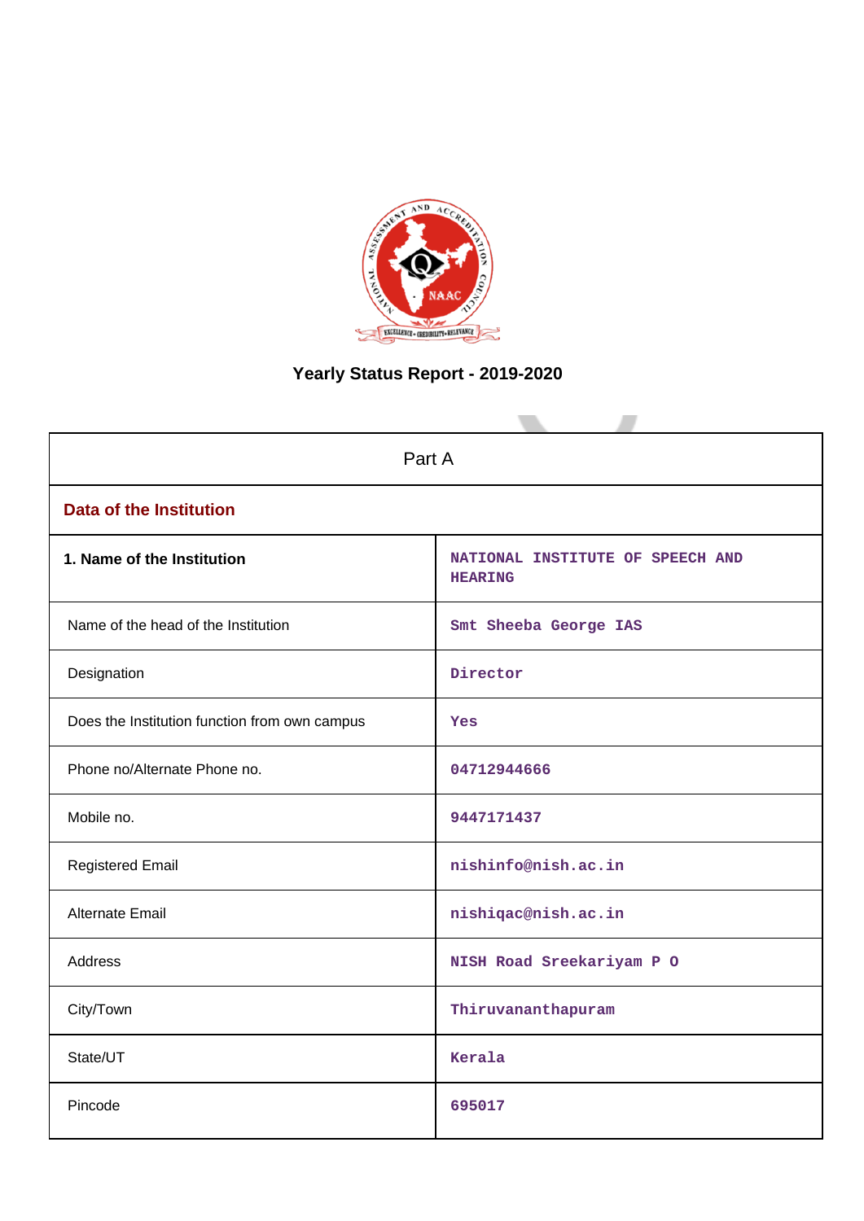# Yearly Status Report - 2019-2020

| Part A | |
|---|---|
| **Data of the Institution** | |
| **1. Name of the Institution** | NATIONAL INSTITUTE OF SPEECH AND HEARING |
| Name of the head of the Institution | Smt Sheeba George IAS |
| Designation | Director |
| Does the Institution function from own campus | Yes |
| Phone no/Alternate Phone no. | 04712944666 |
| Mobile no. | 9447171437 |
| Registered Email | nishinfo@nish.ac.in |
| Alternate Email | nishiqac@nish.ac.in |
| Address | NISH Road Sreekariyam P O |
| City/Town | Thiruvananthapuram |
| State/UT | Kerala |
| Pincode | 695017 |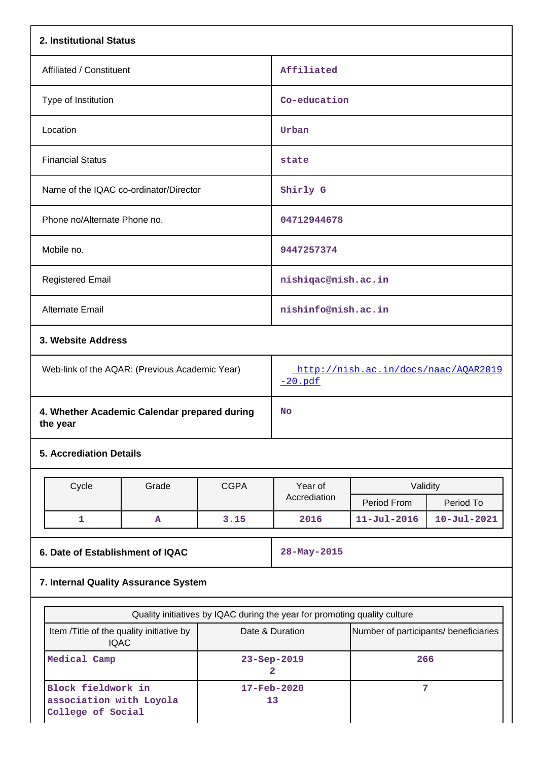## 2. Institutional Status

| | |
|---|---|
| Affiliated / Constituent | Affiliated |
| Type of Institution | Co-education |
| Location | Urban |
| Financial Status | state |
| Name of the IQAC co-ordinator/Director | Shirly G |
| Phone no/Alternate Phone no. | 04712944678 |
| Mobile no. | 9447257374 |
| Registered Email | nishiqac@nish.ac.in |
| Alternate Email | nishinfo@nish.ac.in |

## 3. Website Address

| | |
|---|---|
| Web-link of the AQAR: (Previous Academic Year) | http://nish.ac.in/docs/naac/AQAR2019-20.pdf |
| **4. Whether Academic Calendar prepared during the year** | No |

## 5. Accreditation Details

| Cycle | Grade | CGPA | Year of Accrediation | Validity | |
|---|---|---|---|---|---|
| | | | | Period From | Period To |
| 1 | A | 3.15 | 2016 | 11-Jul-2016 | 10-Jul-2021 |

| | |
|---|---|
| **6. Date of Establishment of IQAC** | 28-May-2015 |

## 7. Internal Quality Assurance System

| Quality initiatives by IQAC during the year for promoting quality culture | | |
|---|---|---|
| Item /Title of the quality initiative by IQAC | Date & Duration | Number of participants/ beneficiaries |
| Medical Camp | 23-Sep-2019<br>2 | 266 |
| Block fieldwork in association with Loyola College of Social | 17-Feb-2020<br>13 | 7 |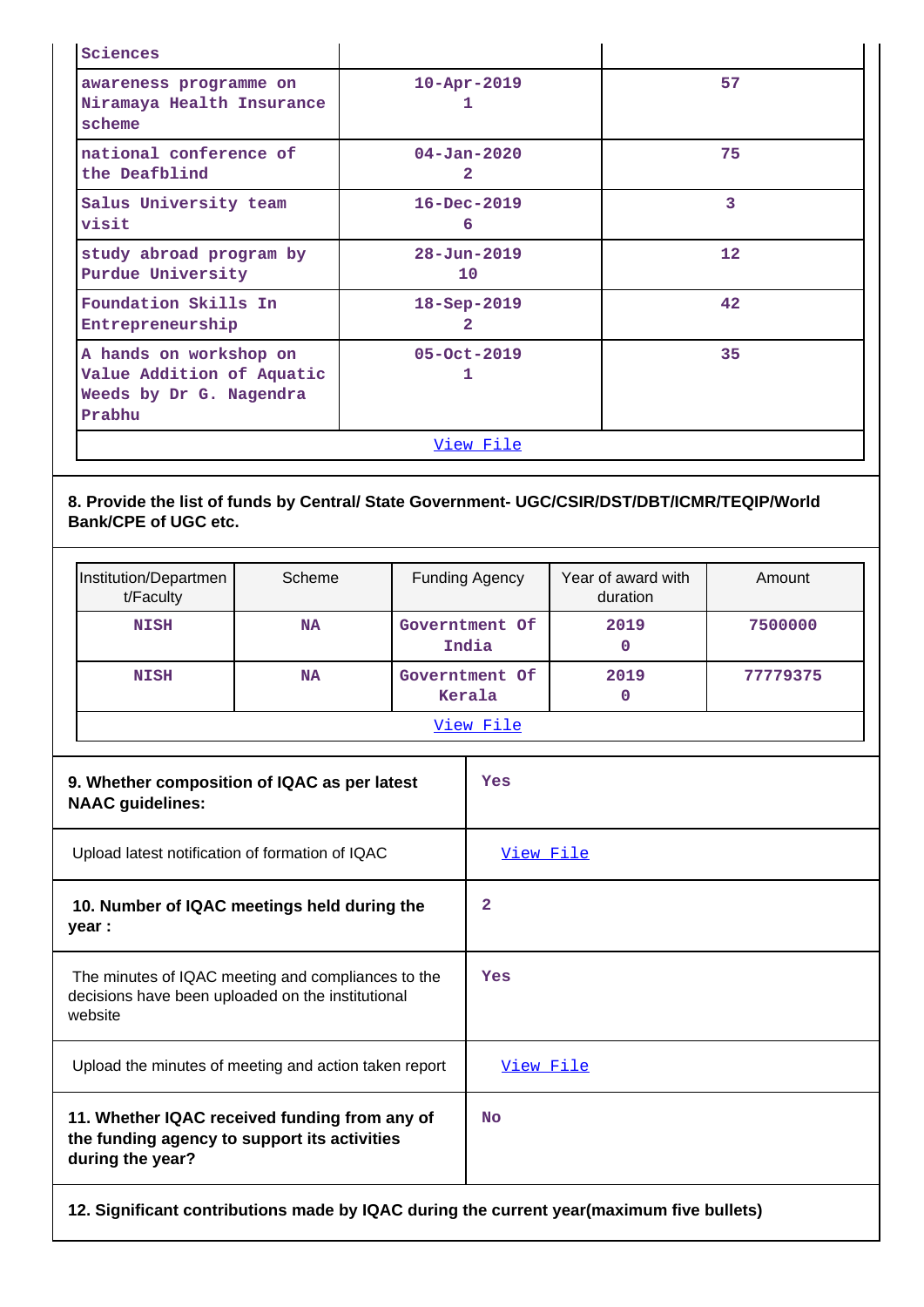| | | |
|---|---|---|
| Sciences | | |
| awareness programme on Niramaya Health Insurance scheme | 10-Apr-2019 1 | 57 |
| national conference of the Deafblind | 04-Jan-2020 2 | 75 |
| Salus University team visit | 16-Dec-2019 6 | 3 |
| study abroad program by Purdue University | 28-Jun-2019 10 | 12 |
| Foundation Skills In Entrepreneurship | 18-Sep-2019 2 | 42 |
| A hands on workshop on Value Addition of Aquatic Weeds by Dr G. Nagendra Prabhu | 05-Oct-2019 1 | 35 |
| View File | | |

**8. Provide the list of funds by Central/ State Government- UGC/CSIR/DST/DBT/ICMR/TEQIP/World Bank/CPE of UGC etc.**

| Institution/Department/Faculty | Scheme | Funding Agency | Year of award with duration | Amount |
|---|---|---|---|---|
| NISH | NA | Government Of India | 2019 0 | 7500000 |
| NISH | NA | Government Of Kerala | 2019 0 | 77779375 |
| View File | | | | |

| | |
|---|---|
| **9. Whether composition of IQAC as per latest NAAC guidelines:** | Yes |
| Upload latest notification of formation of IQAC | View File |
| **10. Number of IQAC meetings held during the year :** | 2 |
| The minutes of IQAC meeting and compliances to the decisions have been uploaded on the institutional website | Yes |
| Upload the minutes of meeting and action taken report | View File |
| **11. Whether IQAC received funding from any of the funding agency to support its activities during the year?** | No |

**12. Significant contributions made by IQAC during the current year(maximum five bullets)**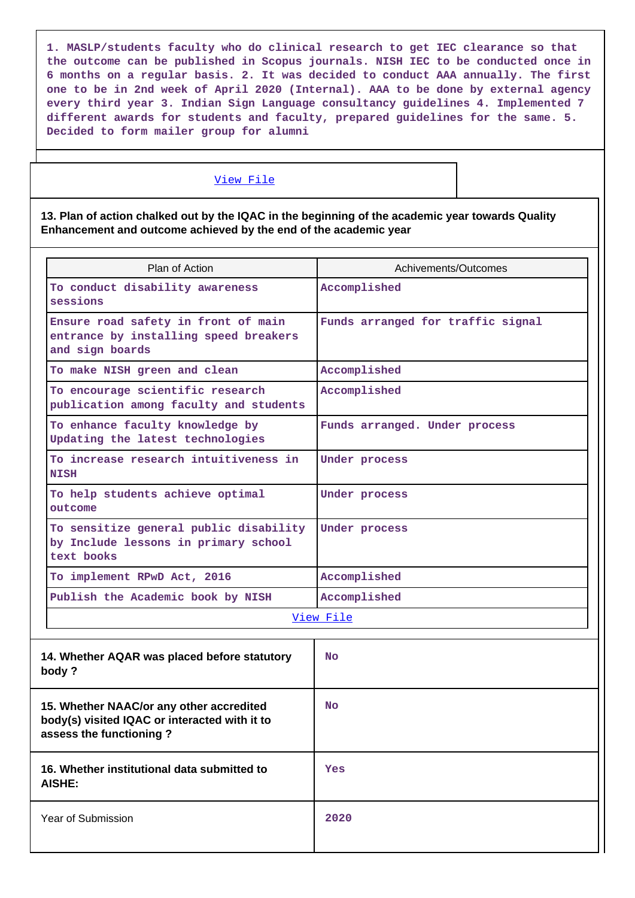1. MASLP/students faculty who do clinical research to get IEC clearance so that the outcome can be published in Scopus journals. NISH IEC to be conducted once in 6 months on a regular basis. 2. It was decided to conduct AAA annually. The first one to be in 2nd week of April 2020 (Internal). AAA to be done by external agency every third year 3. Indian Sign Language consultancy guidelines 4. Implemented 7 different awards for students and faculty, prepared guidelines for the same. 5. Decided to form mailer group for alumni

View File

**13. Plan of action chalked out by the IQAC in the beginning of the academic year towards Quality Enhancement and outcome achieved by the end of the academic year**

| Plan of Action | Achivements/Outcomes |
| --- | --- |
| To conduct disability awareness sessions | Accomplished |
| Ensure road safety in front of main entrance by installing speed breakers and sign boards | Funds arranged for traffic signal |
| To make NISH green and clean | Accomplished |
| To encourage scientific research publication among faculty and students | Accomplished |
| To enhance faculty knowledge by Updating the latest technologies | Funds arranged. Under process |
| To increase research intuitiveness in NISH | Under process |
| To help students achieve optimal outcome | Under process |
| To sensitize general public disability by Include lessons in primary school text books | Under process |
| To implement RPwD Act, 2016 | Accomplished |
| Publish the Academic book by NISH | Accomplished |
| View File | |

| | |
| --- | --- |
| **14. Whether AQAR was placed before statutory body ?** | No |
| **15. Whether NAAC/or any other accredited body(s) visited IQAC or interacted with it to assess the functioning ?** | No |
| **16. Whether institutional data submitted to AISHE:** | Yes |
| Year of Submission | 2020 |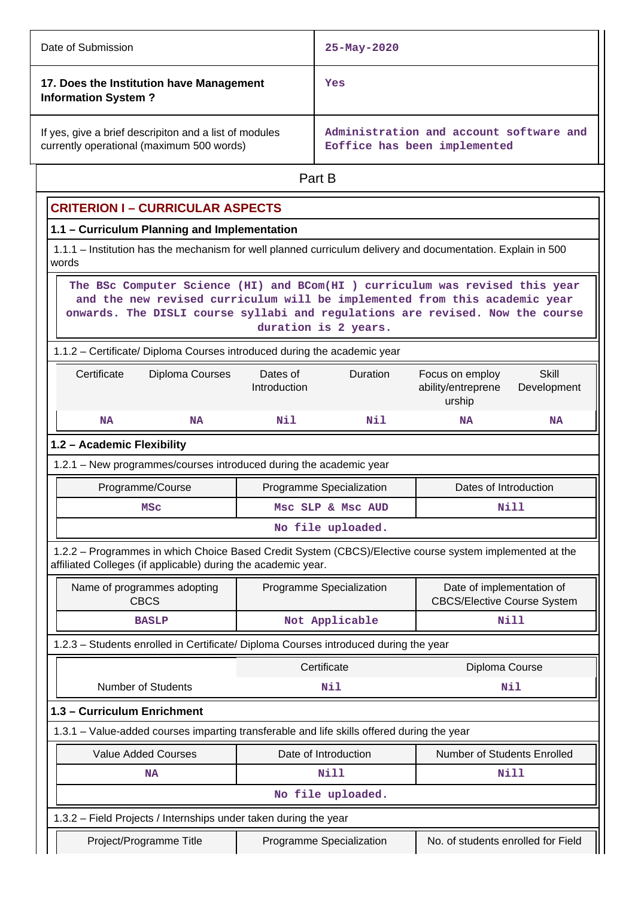| Date of Submission | 25-May-2020 |
|---|---|
| **17. Does the Institution have Management Information System ?** | Yes |
| If yes, give a brief descripiton and a list of modules currently operational (maximum 500 words) | Administration and account software and Eoffice has been implemented |

## Part B

### CRITERION I – CURRICULAR ASPECTS

#### 1.1 – Curriculum Planning and Implementation

1.1.1 – Institution has the mechanism for well planned curriculum delivery and documentation. Explain in 500 words

The BSc Computer Science (HI) and BCom(HI ) curriculum was revised this year and the new revised curriculum will be implemented from this academic year onwards. The DISLI course syllabi and regulations are revised. Now the course duration is 2 years.

1.1.2 – Certificate/ Diploma Courses introduced during the academic year

| Certificate | Diploma Courses | Dates of Introduction | Duration | Focus on employ ability/entreprene urship | Skill Development |
|---|---|---|---|---|---|
| NA | NA | Nil | Nil | NA | NA |

#### 1.2 – Academic Flexibility

1.2.1 – New programmes/courses introduced during the academic year

| Programme/Course | Programme Specialization | Dates of Introduction |
|---|---|---|
| MSc | Msc SLP & Msc AUD | Nill |
| No file uploaded. | | |

1.2.2 – Programmes in which Choice Based Credit System (CBCS)/Elective course system implemented at the affiliated Colleges (if applicable) during the academic year.

| Name of programmes adopting CBCS | Programme Specialization | Date of implementation of CBCS/Elective Course System |
|---|---|---|
| BASLP | Not Applicable | Nill |

1.2.3 – Students enrolled in Certificate/ Diploma Courses introduced during the year

| | Certificate | Diploma Course |
|---|---|---|
| Number of Students | Nil | Nil |

#### 1.3 – Curriculum Enrichment

1.3.1 – Value-added courses imparting transferable and life skills offered during the year

| Value Added Courses | Date of Introduction | Number of Students Enrolled |
|---|---|---|
| NA | Nill | Nill |
| No file uploaded. | | |

1.3.2 – Field Projects / Internships under taken during the year

| Project/Programme Title | Programme Specialization | No. of students enrolled for Field |
|---|---|---|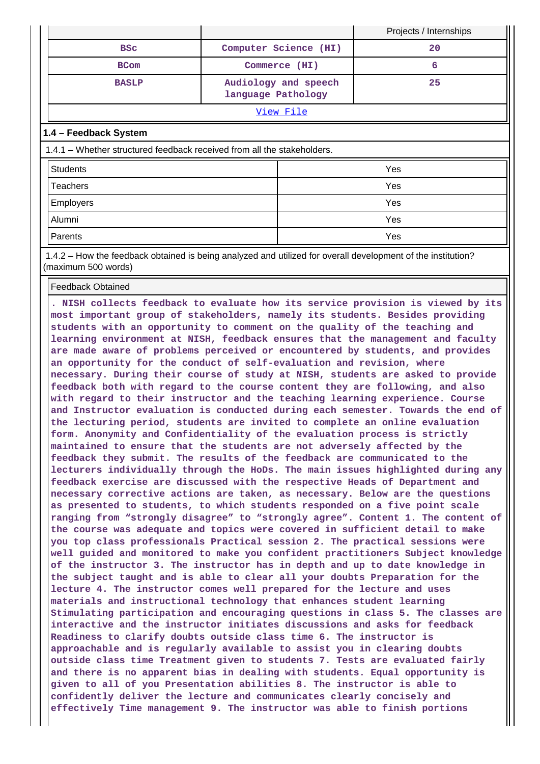| | | Projects / Internships |
|---|---|---|
| BSc | Computer Science (HI) | 20 |
| BCom | Commerce (HI) | 6 |
| BASLP | Audiology and speech language Pathology | 25 |

View File

**1.4 – Feedback System**

1.4.1 – Whether structured feedback received from all the stakeholders.

| | |
|---|---|
| Students | Yes |
| Teachers | Yes |
| Employers | Yes |
| Alumni | Yes |
| Parents | Yes |

1.4.2 – How the feedback obtained is being analyzed and utilized for overall development of the institution? (maximum 500 words)

Feedback Obtained

. NISH collects feedback to evaluate how its service provision is viewed by its most important group of stakeholders, namely its students. Besides providing students with an opportunity to comment on the quality of the teaching and learning environment at NISH, feedback ensures that the management and faculty are made aware of problems perceived or encountered by students, and provides an opportunity for the conduct of self-evaluation and revision, where necessary. During their course of study at NISH, students are asked to provide feedback both with regard to the course content they are following, and also with regard to their instructor and the teaching learning experience. Course and Instructor evaluation is conducted during each semester. Towards the end of the lecturing period, students are invited to complete an online evaluation form. Anonymity and Confidentiality of the evaluation process is strictly maintained to ensure that the students are not adversely affected by the feedback they submit. The results of the feedback are communicated to the lecturers individually through the HoDs. The main issues highlighted during any feedback exercise are discussed with the respective Heads of Department and necessary corrective actions are taken, as necessary. Below are the questions as presented to students, to which students responded on a five point scale ranging from “strongly disagree” to “strongly agree”. Content 1. The content of the course was adequate and topics were covered in sufficient detail to make you top class professionals Practical session 2. The practical sessions were well guided and monitored to make you confident practitioners Subject knowledge of the instructor 3. The instructor has in depth and up to date knowledge in the subject taught and is able to clear all your doubts Preparation for the lecture 4. The instructor comes well prepared for the lecture and uses materials and instructional technology that enhances student learning Stimulating participation and encouraging questions in class 5. The classes are interactive and the instructor initiates discussions and asks for feedback Readiness to clarify doubts outside class time 6. The instructor is approachable and is regularly available to assist you in clearing doubts outside class time Treatment given to students 7. Tests are evaluated fairly and there is no apparent bias in dealing with students. Equal opportunity is given to all of you Presentation abilities 8. The instructor is able to confidently deliver the lecture and communicates clearly concisely and effectively Time management 9. The instructor was able to finish portions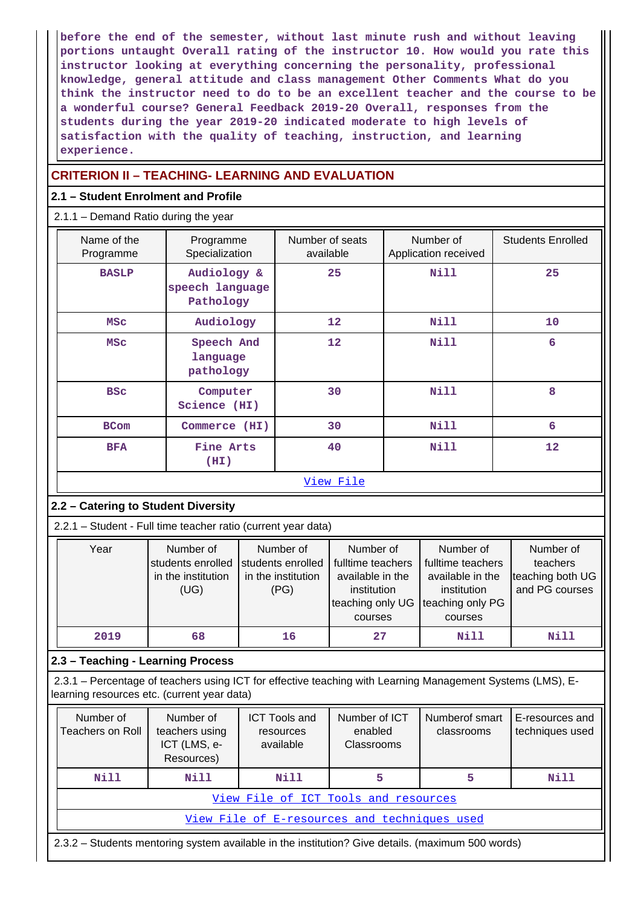before the end of the semester, without last minute rush and without leaving portions untaught Overall rating of the instructor 10. How would you rate this instructor looking at everything concerning the personality, professional knowledge, general attitude and class management Other Comments What do you think the instructor need to do to be an excellent teacher and the course to be a wonderful course? General Feedback 2019-20 Overall, responses from the students during the year 2019-20 indicated moderate to high levels of satisfaction with the quality of teaching, instruction, and learning experience.

## CRITERION II – TEACHING- LEARNING AND EVALUATION

### 2.1 – Student Enrolment and Profile

2.1.1 – Demand Ratio during the year

| Name of the Programme | Programme Specialization | Number of seats available | Number of Application received | Students Enrolled |
|---|---|---|---|---|
| BASLP | Audiology & speech language Pathology | 25 | Nill | 25 |
| MSc | Audiology | 12 | Nill | 10 |
| MSc | Speech And language pathology | 12 | Nill | 6 |
| BSc | Computer Science (HI) | 30 | Nill | 8 |
| BCom | Commerce (HI) | 30 | Nill | 6 |
| BFA | Fine Arts (HI) | 40 | Nill | 12 |

View File

### 2.2 – Catering to Student Diversity

2.2.1 – Student - Full time teacher ratio (current year data)

| Year | Number of students enrolled in the institution (UG) | Number of students enrolled in the institution (PG) | Number of fulltime teachers available in the institution teaching only UG courses | Number of fulltime teachers available in the institution teaching only PG courses | Number of teachers teaching both UG and PG courses |
|---|---|---|---|---|---|
| 2019 | 68 | 16 | 27 | Nill | Nill |

### 2.3 – Teaching - Learning Process

2.3.1 – Percentage of teachers using ICT for effective teaching with Learning Management Systems (LMS), E-learning resources etc. (current year data)

| Number of Teachers on Roll | Number of teachers using ICT (LMS, e-Resources) | ICT Tools and resources available | Number of ICT enabled Classrooms | Numberof smart classrooms | E-resources and techniques used |
|---|---|---|---|---|---|
| Nill | Nill | Nill | 5 | 5 | Nill |

View File of ICT Tools and resources

View File of E-resources and techniques used

2.3.2 – Students mentoring system available in the institution? Give details. (maximum 500 words)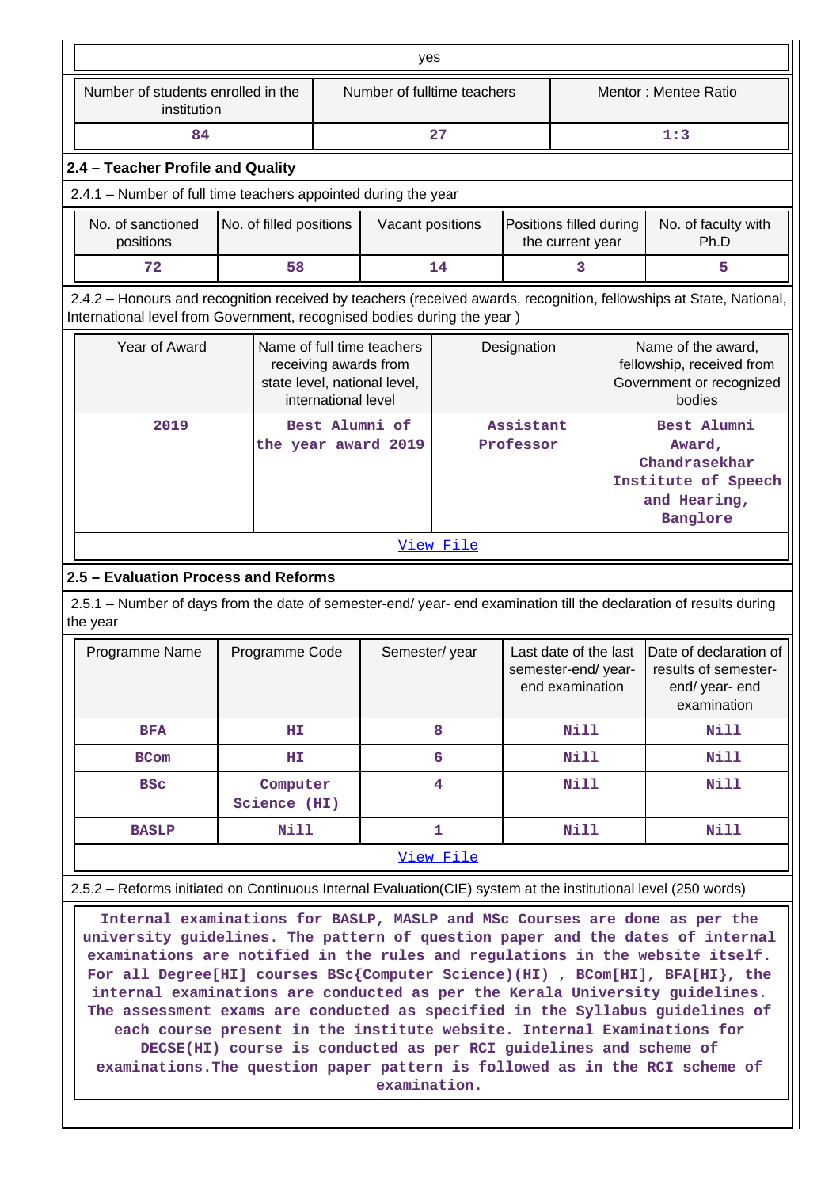| yes | | |
|---|---|---|
| Number of students enrolled in the institution | Number of fulltime teachers | Mentor : Mentee Ratio |
| 84 | 27 | 1:3 |

## 2.4 – Teacher Profile and Quality

2.4.1 – Number of full time teachers appointed during the year

| No. of sanctioned positions | No. of filled positions | Vacant positions | Positions filled during the current year | No. of faculty with Ph.D |
|---|---|---|---|---|
| 72 | 58 | 14 | 3 | 5 |

2.4.2 – Honours and recognition received by teachers (received awards, recognition, fellowships at State, National, International level from Government, recognised bodies during the year )

| Year of Award | Name of full time teachers receiving awards from state level, national level, international level | Designation | Name of the award, fellowship, received from Government or recognized bodies |
|---|---|---|---|
| 2019 | Best Alumni of the year award 2019 | Assistant Professor | Best Alumni Award, Chandrasekhar Institute of Speech and Hearing, Banglore |

View File

## 2.5 – Evaluation Process and Reforms

2.5.1 – Number of days from the date of semester-end/ year- end examination till the declaration of results during the year

| Programme Name | Programme Code | Semester/ year | Last date of the last semester-end/ year- end examination | Date of declaration of results of semester- end/ year- end examination |
|---|---|---|---|---|
| BFA | HI | 8 | Nill | Nill |
| BCom | HI | 6 | Nill | Nill |
| BSc | Computer Science (HI) | 4 | Nill | Nill |
| BASLP | Nill | 1 | Nill | Nill |

View File

2.5.2 – Reforms initiated on Continuous Internal Evaluation(CIE) system at the institutional level (250 words)

Internal examinations for BASLP, MASLP and MSc Courses are done as per the university guidelines. The pattern of question paper and the dates of internal examinations are notified in the rules and regulations in the website itself. For all Degree[HI] courses BSc{Computer Science)(HI) , BCom[HI], BFA[HI}, the internal examinations are conducted as per the Kerala University guidelines. The assessment exams are conducted as specified in the Syllabus guidelines of each course present in the institute website. Internal Examinations for DECSE(HI) course is conducted as per RCI guidelines and scheme of examinations.The question paper pattern is followed as in the RCI scheme of examination.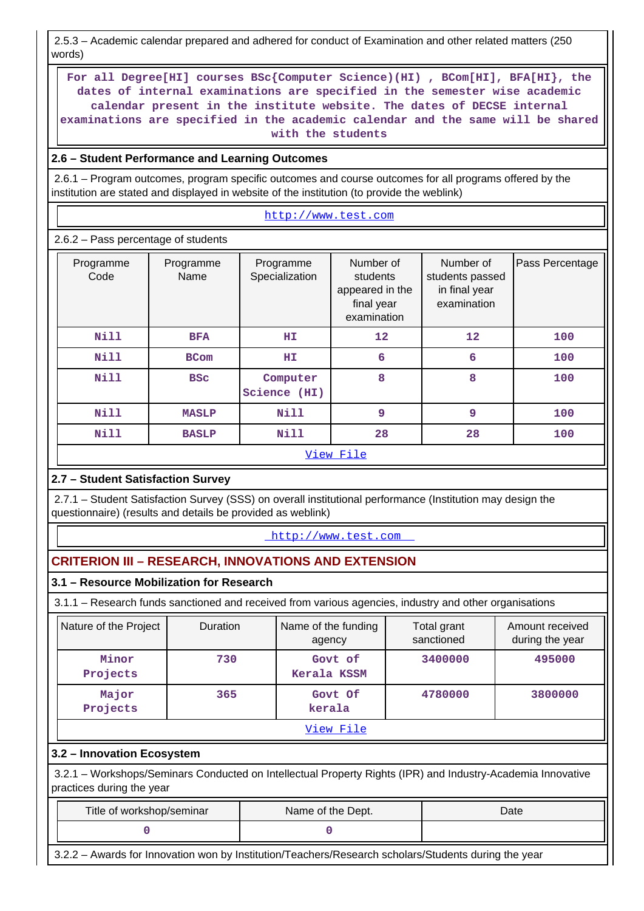2.5.3 – Academic calendar prepared and adhered for conduct of Examination and other related matters (250 words)

For all Degree[HI] courses BSc{Computer Science)(HI) , BCom[HI], BFA[HI}, the dates of internal examinations are specified in the semester wise academic calendar present in the institute website. The dates of DECSE internal examinations are specified in the academic calendar and the same will be shared with the students

**2.6 – Student Performance and Learning Outcomes**

2.6.1 – Program outcomes, program specific outcomes and course outcomes for all programs offered by the institution are stated and displayed in website of the institution (to provide the weblink)

http://www.test.com

2.6.2 – Pass percentage of students

| Programme Code | Programme Name | Programme Specialization | Number of students appeared in the final year examination | Number of students passed in final year examination | Pass Percentage |
|---|---|---|---|---|---|
| Nill | BFA | HI | 12 | 12 | 100 |
| Nill | BCom | HI | 6 | 6 | 100 |
| Nill | BSc | Computer Science (HI) | 8 | 8 | 100 |
| Nill | MASLP | Nill | 9 | 9 | 100 |
| Nill | BASLP | Nill | 28 | 28 | 100 |

View File

**2.7 – Student Satisfaction Survey**

2.7.1 – Student Satisfaction Survey (SSS) on overall institutional performance (Institution may design the questionnaire) (results and details be provided as weblink)

http://www.test.com

## CRITERION III – RESEARCH, INNOVATIONS AND EXTENSION

**3.1 – Resource Mobilization for Research**

3.1.1 – Research funds sanctioned and received from various agencies, industry and other organisations

| Nature of the Project | Duration | Name of the funding agency | Total grant sanctioned | Amount received during the year |
|---|---|---|---|---|
| Minor Projects | 730 | Govt of Kerala KSSM | 3400000 | 495000 |
| Major Projects | 365 | Govt Of kerala | 4780000 | 3800000 |

View File

**3.2 – Innovation Ecosystem**

3.2.1 – Workshops/Seminars Conducted on Intellectual Property Rights (IPR) and Industry-Academia Innovative practices during the year

| Title of workshop/seminar | Name of the Dept. | Date |
|---|---|---|
| 0 | 0 | |

3.2.2 – Awards for Innovation won by Institution/Teachers/Research scholars/Students during the year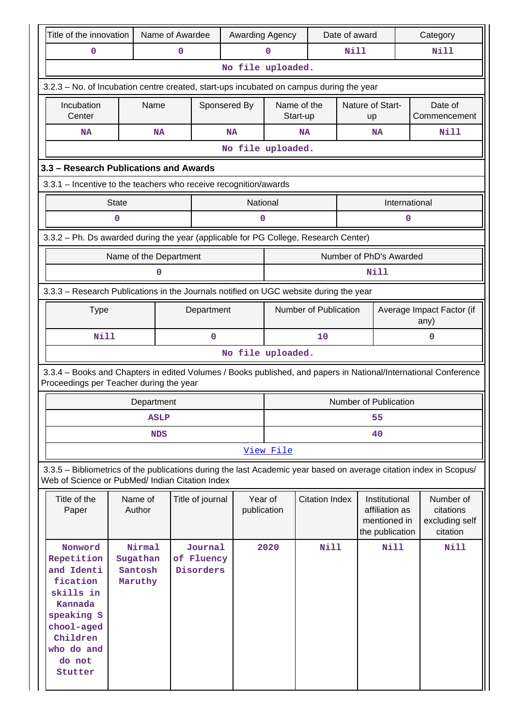| Title of the innovation | Name of Awardee | Awarding Agency | Date of award | Category |
|---|---|---|---|---|
| 0 | 0 | 0 | Nill | Nill |
| No file uploaded. | | | | |

3.2.3 – No. of Incubation centre created, start-ups incubated on campus during the year

| Incubation Center | Name | Sponsered By | Name of the Start-up | Nature of Start-up | Date of Commencement |
|---|---|---|---|---|---|
| NA | NA | NA | NA | NA | Nill |
| No file uploaded. | | | | | |

**3.3 – Research Publications and Awards**

3.3.1 – Incentive to the teachers who receive recognition/awards

| State | National | International |
|---|---|---|
| 0 | 0 | 0 |

3.3.2 – Ph. Ds awarded during the year (applicable for PG College, Research Center)

| Name of the Department | Number of PhD's Awarded |
|---|---|
| 0 | Nill |

3.3.3 – Research Publications in the Journals notified on UGC website during the year

| Type | Department | Number of Publication | Average Impact Factor (if any) |
|---|---|---|---|
| Nill | 0 | 10 | 0 |
| No file uploaded. | | | |

3.3.4 – Books and Chapters in edited Volumes / Books published, and papers in National/International Conference Proceedings per Teacher during the year

| Department | Number of Publication |
|---|---|
| ASLP | 55 |
| NDS | 40 |
| View File | |

3.3.5 – Bibliometrics of the publications during the last Academic year based on average citation index in Scopus/ Web of Science or PubMed/ Indian Citation Index

| Title of the Paper | Name of Author | Title of journal | Year of publication | Citation Index | Institutional affiliation as mentioned in the publication | Number of citations excluding self citation |
|---|---|---|---|---|---|---|
| Nonword Repetition and Identification skills in Kannada speaking School-aged Children who do and do not Stutter | Nirmal Sugathan Santosh Maruthy | Journal of Fluency Disorders | 2020 | Nill | Nill | Nill |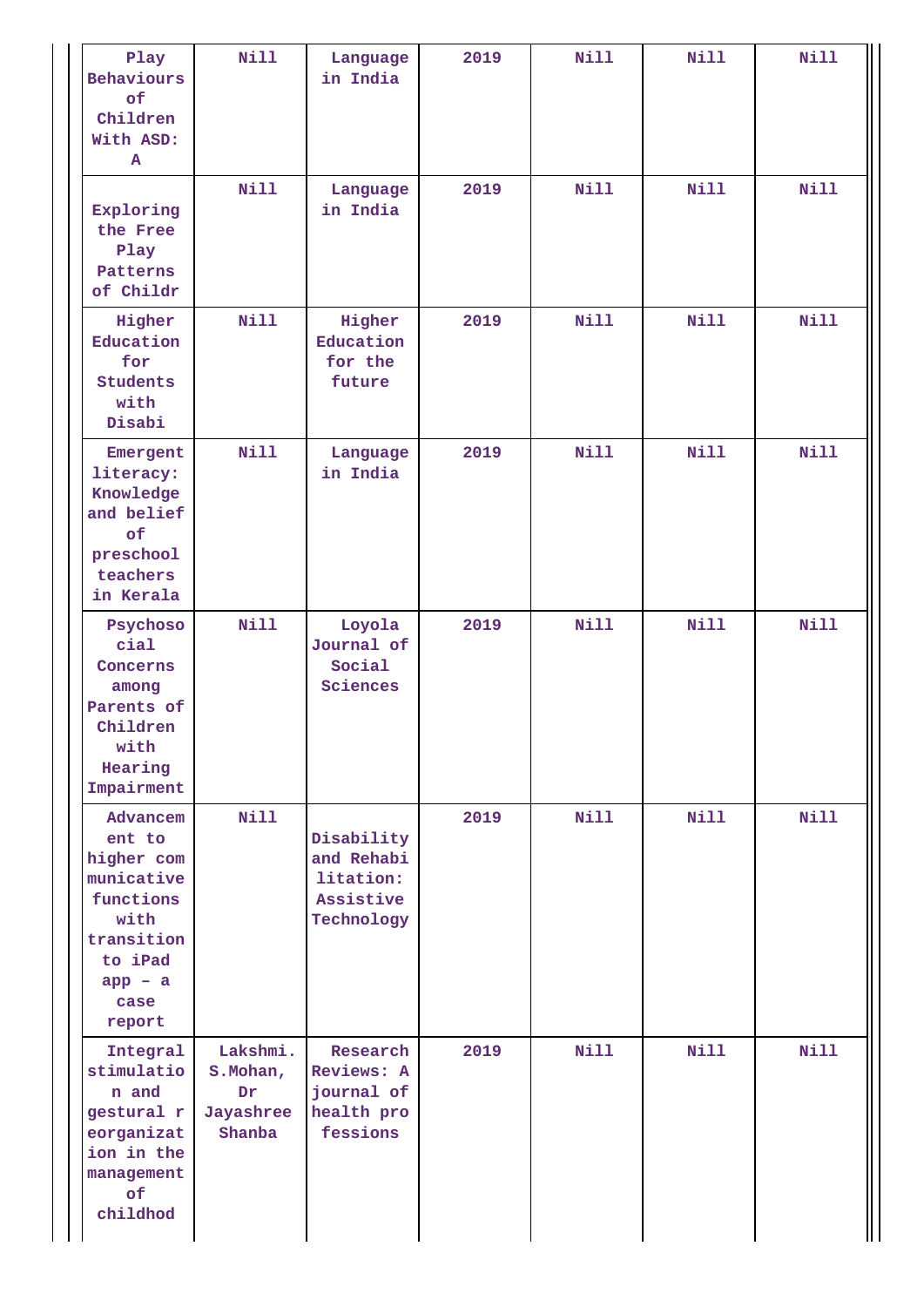| | | | | | | |
|---|---|---|---|---|---|---|
| Play Behaviours of Children With ASD: A | Nill | Language in India | 2019 | Nill | Nill | Nill |
| Exploring the Free Play Patterns of Childr | Nill | Language in India | 2019 | Nill | Nill | Nill |
| Higher Education for Students with Disabi | Nill | Higher Education for the future | 2019 | Nill | Nill | Nill |
| Emergent literacy: Knowledge and belief of preschool teachers in Kerala | Nill | Language in India | 2019 | Nill | Nill | Nill |
| Psychosocial Concerns among Parents of Children with Hearing Impairment | Nill | Loyola Journal of Social Sciences | 2019 | Nill | Nill | Nill |
| Advancement to higher communicative functions with transition to iPad app – a case report | Nill | Disability and Rehabilitation: Assistive Technology | 2019 | Nill | Nill | Nill |
| Integral stimulation and gestural reorganization in the management of childhod | Lakshmi. S.Mohan, Dr Jayashree Shanba | Research Reviews: A journal of health professions | 2019 | Nill | Nill | Nill |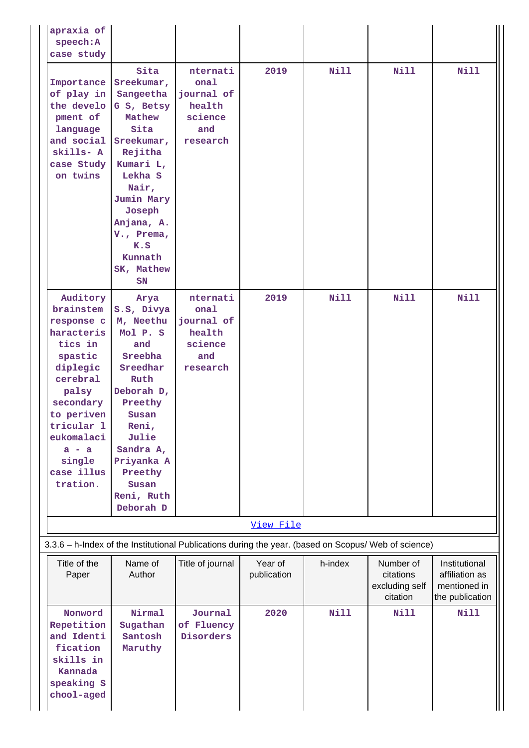| | | | | | | |
|---|---|---|---|---|---|---|
| apraxia of speech:A case study | | | | | | |
| Importance of play in the development of language and social skills- A case Study on twins | Sita Sreekumar, Sangeetha G S, Betsy Mathew Sita Sreekumar, Rejitha Kumari L, Lekha S Nair, Jumin Mary Joseph Anjana, A. V., Prema, K.S Kunnath SK, Mathew SN | nternational journal of health science and research | 2019 | Nill | Nill | Nill |
| Auditory brainstem response characteristics in spastic diplegic cerebral palsy secondary to periventricular leukomalacia - a single case illustration. | Arya S.S, Divya M, Neethu Mol P. S and Sreebha Sreedhar Ruth Deborah D, Preethy Susan Reni, Julie Sandra A, Priyanka A Preethy Susan Reni, Ruth Deborah D | nternational journal of health science and research | 2019 | Nill | Nill | Nill |

[View File]

3.3.6 – h-Index of the Institutional Publications during the year. (based on Scopus/ Web of science)

| Title of the Paper | Name of Author | Title of journal | Year of publication | h-index | Number of citations excluding self citation | Institutional affiliation as mentioned in the publication |
|---|---|---|---|---|---|---|
| Nonword Repetition and Identification skills in Kannada speaking School-aged | Nirmal Sugathan Santosh Maruthy | Journal of Fluency Disorders | 2020 | Nill | Nill | Nill |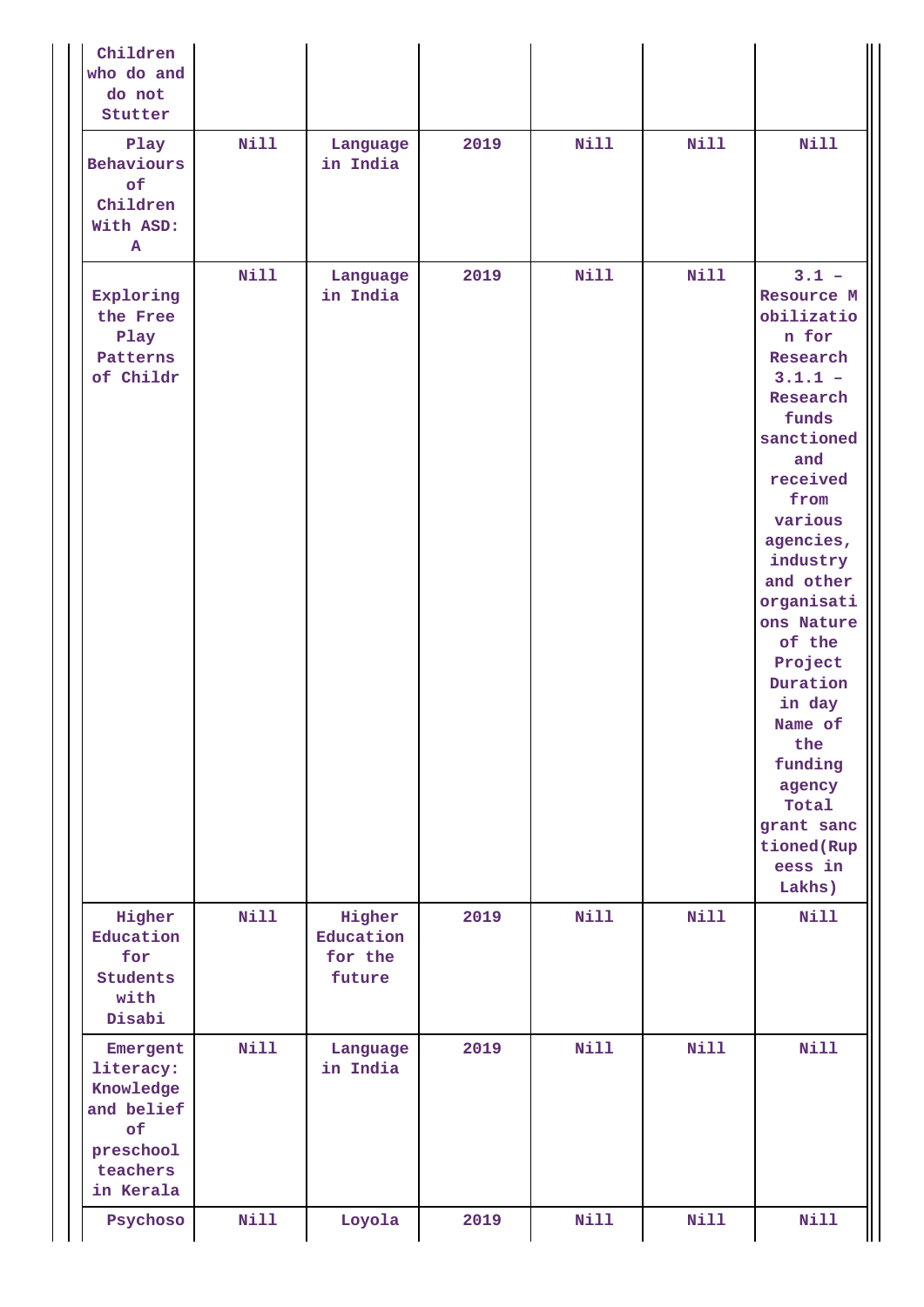| | | | | | | |
|---|---|---|---|---|---|---|
| Children who do and do not Stutter | | | | | | |
| Play Behaviours of Children With ASD: A | Nill | Language in India | 2019 | Nill | Nill | Nill |
| Exploring the Free Play Patterns of Childr | Nill | Language in India | 2019 | Nill | Nill | 3.1 – Resource Mobilization for Research 3.1.1 – Research funds sanctioned and received from various agencies, industry and other organisations Nature of the Project Duration in day Name of the funding agency Total grant sanctioned(Rupeess in Lakhs) |
| Higher Education for Students with Disabi | Nill | Higher Education for the future | 2019 | Nill | Nill | Nill |
| Emergent literacy: Knowledge and belief of preschool teachers in Kerala | Nill | Language in India | 2019 | Nill | Nill | Nill |
| Psychoso | Nill | Loyola | 2019 | Nill | Nill | Nill |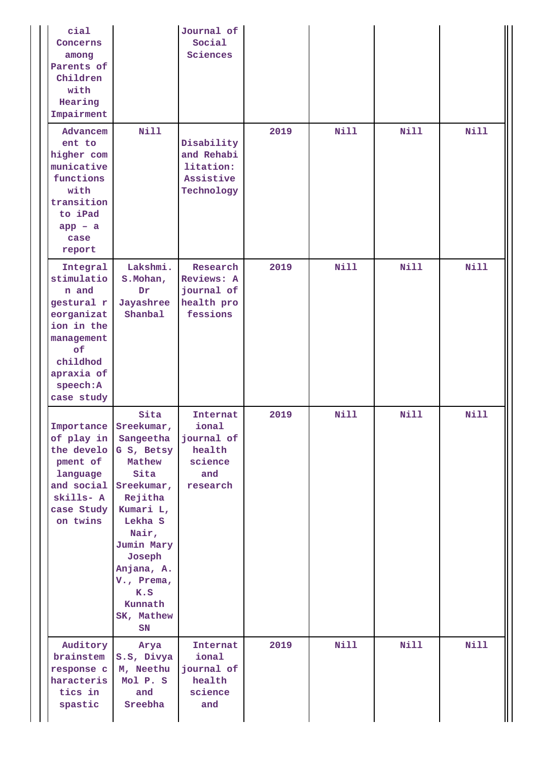| | | | | | | |
|---|---|---|---|---|---|---|
| cial Concerns among Parents of Children with Hearing Impairment | | Journal of Social Sciences | | | | |
| Advancement to higher communicative functions with transition to iPad app – a case report | Nill | Disability and Rehabilitation: Assistive Technology | 2019 | Nill | Nill | Nill |
| Integral stimulation and gestural reorganization in the management of childhod apraxia of speech:A case study | Lakshmi. S.Mohan, Dr Jayashree Shanbal | Research Reviews: A journal of health professions | 2019 | Nill | Nill | Nill |
| Importance of play in the development of language and social skills- A case Study on twins | Sita Sreekumar, Sangeetha G S, Betsy Mathew Sita Sreekumar, Rejitha Kumari L, Lekha S Nair, Jumin Mary Joseph Anjana, A. V., Prema, K.S Kunnath SK, Mathew SN | International journal of health science and research | 2019 | Nill | Nill | Nill |
| Auditory brainstem response characteristics in spastic | Arya S.S, Divya M, Neethu Mol P. S and Sreebha | International journal of health science and | 2019 | Nill | Nill | Nill |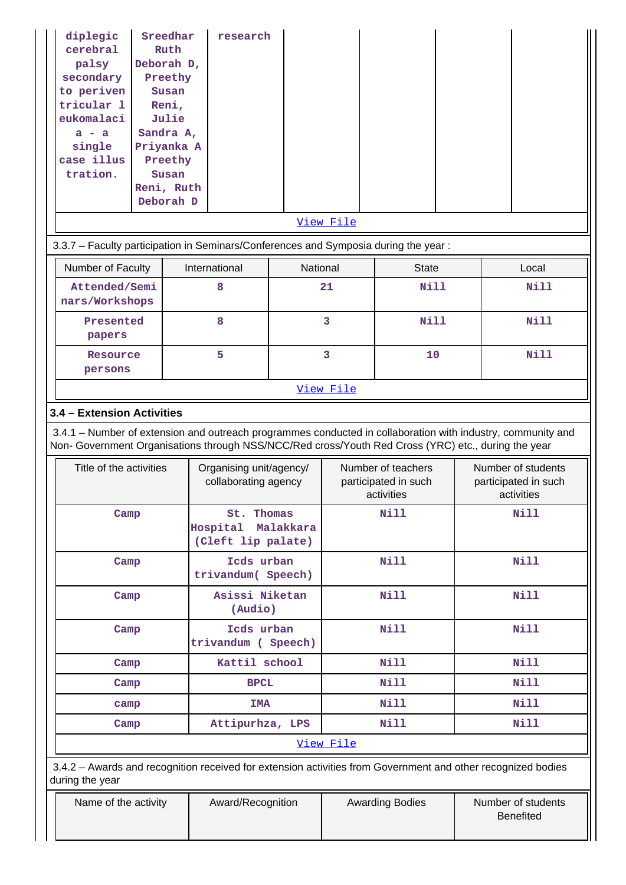| diplegic cerebral palsy secondary to periventricular leukomalacia - a single case illustration. | Sreedhar Ruth Deborah D, Preethy Susan Reni, Julie Sandra A, Priyanka A Preethy Susan Reni, Ruth Deborah D | research | | | | |
|---|---|---|---|---|---|---|

View File

3.3.7 – Faculty participation in Seminars/Conferences and Symposia during the year :

| Number of Faculty | International | National | State | Local |
|---|---|---|---|---|
| Attended/Seminars/Workshops | 8 | 21 | Nill | Nill |
| Presented papers | 8 | 3 | Nill | Nill |
| Resource persons | 5 | 3 | 10 | Nill |

View File

### 3.4 – Extension Activities

3.4.1 – Number of extension and outreach programmes conducted in collaboration with industry, community and Non- Government Organisations through NSS/NCC/Red cross/Youth Red Cross (YRC) etc., during the year

| Title of the activities | Organising unit/agency/ collaborating agency | Number of teachers participated in such activities | Number of students participated in such activities |
|---|---|---|---|
| Camp | St. Thomas Hospital Malakkara (Cleft lip palate) | Nill | Nill |
| Camp | Icds urban trivandum( Speech) | Nill | Nill |
| Camp | Asisi Niketan (Audio) | Nill | Nill |
| Camp | Icds urban trivandum ( Speech) | Nill | Nill |
| Camp | Kattil school | Nill | Nill |
| Camp | BPCL | Nill | Nill |
| camp | IMA | Nill | Nill |
| Camp | Attipurhza, LPS | Nill | Nill |

View File

3.4.2 – Awards and recognition received for extension activities from Government and other recognized bodies during the year

| Name of the activity | Award/Recognition | Awarding Bodies | Number of students Benefited |
|---|---|---|---|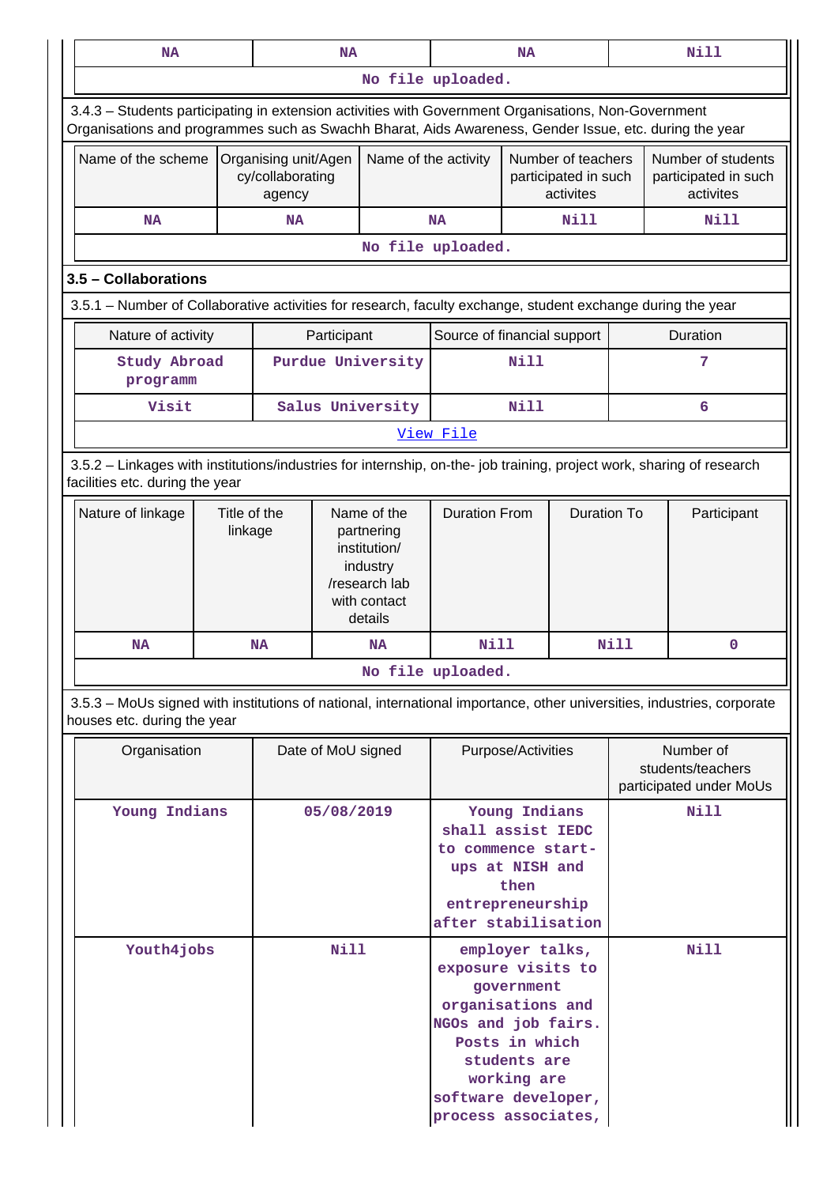| NA | NA | NA | Nill |
|---|---|---|---|
| No file uploaded. | | | |

3.4.3 – Students participating in extension activities with Government Organisations, Non-Government Organisations and programmes such as Swachh Bharat, Aids Awareness, Gender Issue, etc. during the year

| Name of the scheme | Organising unit/Agency/collaborating agency | Name of the activity | Number of teachers participated in such activites | Number of students participated in such activites |
|---|---|---|---|---|
| NA | NA | NA | Nill | Nill |
| No file uploaded. | | | | |

### 3.5 – Collaborations

3.5.1 – Number of Collaborative activities for research, faculty exchange, student exchange during the year

| Nature of activity | Participant | Source of financial support | Duration |
|---|---|---|---|
| Study Abroad programm | Purdue University | Nill | 7 |
| Visit | Salus University | Nill | 6 |
| View File | | | |

3.5.2 – Linkages with institutions/industries for internship, on-the- job training, project work, sharing of research facilities etc. during the year

| Nature of linkage | Title of the linkage | Name of the partnering institution/ industry /research lab with contact details | Duration From | Duration To | Participant |
|---|---|---|---|---|---|
| NA | NA | NA | Nill | Nill | 0 |
| No file uploaded. | | | | | |

3.5.3 – MoUs signed with institutions of national, international importance, other universities, industries, corporate houses etc. during the year

| Organisation | Date of MoU signed | Purpose/Activities | Number of students/teachers participated under MoUs |
|---|---|---|---|
| Young Indians | 05/08/2019 | Young Indians shall assist IEDC to commence start-ups at NISH and then entrepreneurship after stabilisation | Nill |
| Youth4jobs | Nill | employer talks, exposure visits to government organisations and NGOs and job fairs. Posts in which students are working are software developer, process associates, | Nill |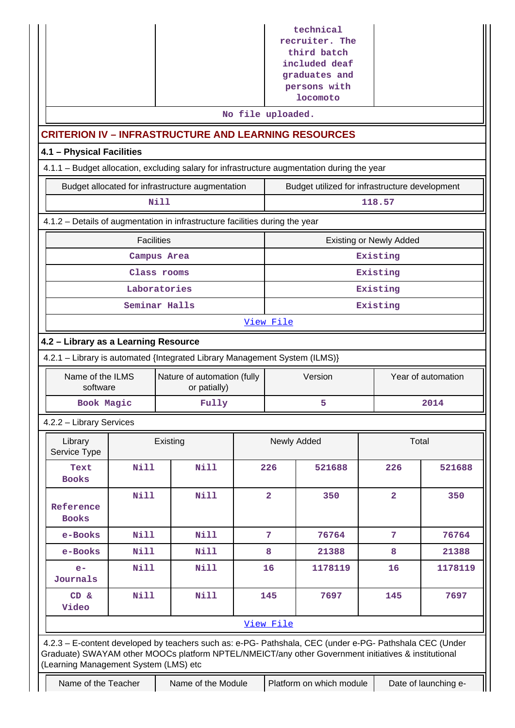| | | technical recruiter. The third batch included deaf graduates and persons with locomoto | |
|---|---|---|---|

No file uploaded.

## CRITERION IV – INFRASTRUCTURE AND LEARNING RESOURCES

### 4.1 – Physical Facilities

4.1.1 – Budget allocation, excluding salary for infrastructure augmentation during the year

| Budget allocated for infrastructure augmentation | Budget utilized for infrastructure development |
|---|---|
| Nill | 118.57 |

4.1.2 – Details of augmentation in infrastructure facilities during the year

| Facilities | Existing or Newly Added |
|---|---|
| Campus Area | Existing |
| Class rooms | Existing |
| Laboratories | Existing |
| Seminar Halls | Existing |

View File

### 4.2 – Library as a Learning Resource

4.2.1 – Library is automated {Integrated Library Management System (ILMS)}

| Name of the ILMS software | Nature of automation (fully or patially) | Version | Year of automation |
|---|---|---|---|
| Book Magic | Fully | 5 | 2014 |

4.2.2 – Library Services

| Library Service Type | Existing | | Newly Added | | Total | |
|---|---|---|---|---|---|---|
| Text Books | Nill | Nill | 226 | 521688 | 226 | 521688 |
| Reference Books | Nill | Nill | 2 | 350 | 2 | 350 |
| e-Books | Nill | Nill | 7 | 76764 | 7 | 76764 |
| e-Books | Nill | Nill | 8 | 21388 | 8 | 21388 |
| e-Journals | Nill | Nill | 16 | 1178119 | 16 | 1178119 |
| CD & Video | Nill | Nill | 145 | 7697 | 145 | 7697 |

View File

4.2.3 – E-content developed by teachers such as: e-PG- Pathshala, CEC (under e-PG- Pathshala CEC (Under Graduate) SWAYAM other MOOCs platform NPTEL/NMEICT/any other Government initiatives & institutional (Learning Management System (LMS) etc

| Name of the Teacher | Name of the Module | Platform on which module | Date of launching e- |
|---|---|---|---|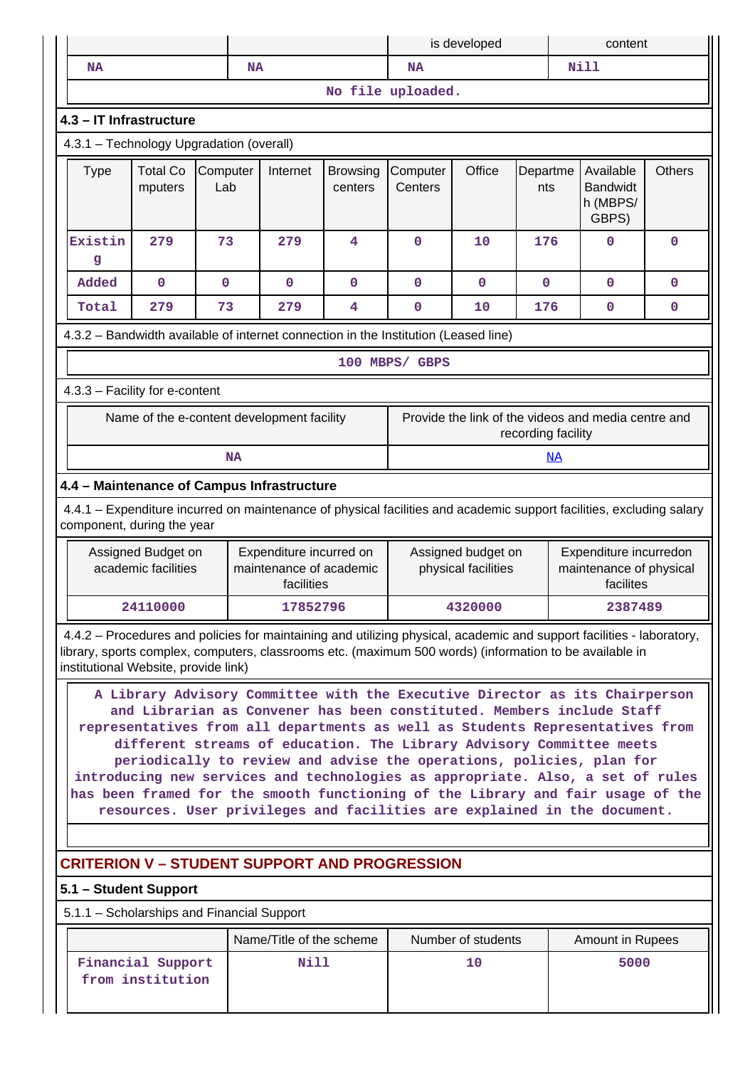| | | is developed | content |
|---|---|---|---|
| NA | NA | NA | Nill |

No file uploaded.

### 4.3 – IT Infrastructure

4.3.1 – Technology Upgradation (overall)

| Type | Total Computers | Computer Lab | Internet | Browsing centers | Computer Centers | Office | Departments | Available Bandwidth (MBPS/ GBPS) | Others |
|---|---|---|---|---|---|---|---|---|---|
| Existing | 279 | 73 | 279 | 4 | 0 | 10 | 176 | 0 | 0 |
| Added | 0 | 0 | 0 | 0 | 0 | 0 | 0 | 0 | 0 |
| Total | 279 | 73 | 279 | 4 | 0 | 10 | 176 | 0 | 0 |

4.3.2 – Bandwidth available of internet connection in the Institution (Leased line)

100 MBPS/ GBPS

4.3.3 – Facility for e-content

| Name of the e-content development facility | Provide the link of the videos and media centre and recording facility |
|---|---|
| NA | NA |

### 4.4 – Maintenance of Campus Infrastructure

4.4.1 – Expenditure incurred on maintenance of physical facilities and academic support facilities, excluding salary component, during the year

| Assigned Budget on academic facilities | Expenditure incurred on maintenance of academic facilities | Assigned budget on physical facilities | Expenditure incurredon maintenance of physical facilites |
|---|---|---|---|
| 24110000 | 17852796 | 4320000 | 2387489 |

4.4.2 – Procedures and policies for maintaining and utilizing physical, academic and support facilities - laboratory, library, sports complex, computers, classrooms etc. (maximum 500 words) (information to be available in institutional Website, provide link)

A Library Advisory Committee with the Executive Director as its Chairperson and Librarian as Convener has been constituted. Members include Staff representatives from all departments as well as Students Representatives from different streams of education. The Library Advisory Committee meets periodically to review and advise the operations, policies, plan for introducing new services and technologies as appropriate. Also, a set of rules has been framed for the smooth functioning of the Library and fair usage of the resources. User privileges and facilities are explained in the document.

## CRITERION V – STUDENT SUPPORT AND PROGRESSION

### 5.1 – Student Support

5.1.1 – Scholarships and Financial Support

| | Name/Title of the scheme | Number of students | Amount in Rupees |
|---|---|---|---|
| Financial Support from institution | Nill | 10 | 5000 |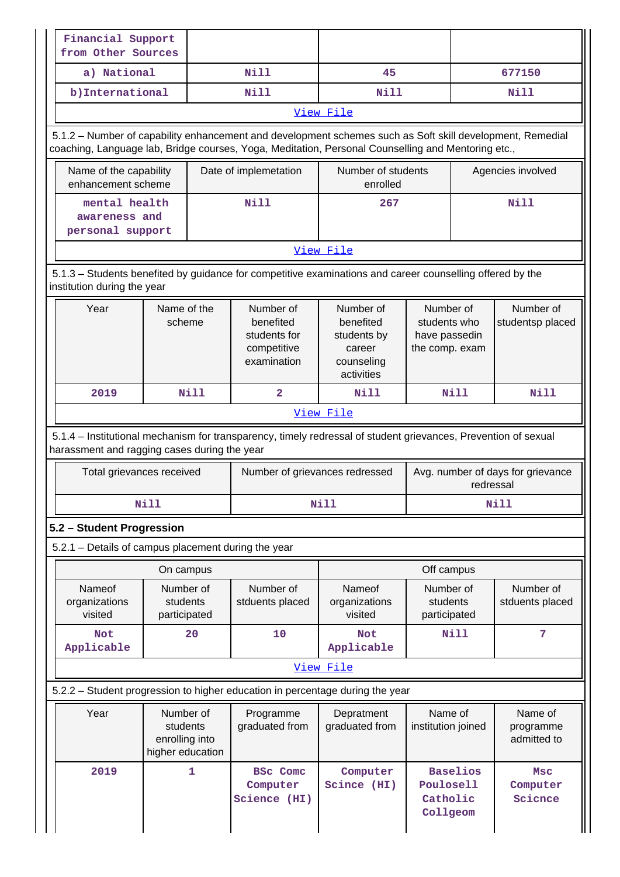| Financial Support from Other Sources | | | |
|---|---|---|---|
| a) National | Nill | 45 | 677150 |
| b)International | Nill | Nill | Nill |
| View File | | | |

5.1.2 – Number of capability enhancement and development schemes such as Soft skill development, Remedial coaching, Language lab, Bridge courses, Yoga, Meditation, Personal Counselling and Mentoring etc.,

| Name of the capability enhancement scheme | Date of implemetation | Number of students enrolled | Agencies involved |
|---|---|---|---|
| mental health awareness and personal support | Nill | 267 | Nill |
| View File | | | |

5.1.3 – Students benefited by guidance for competitive examinations and career counselling offered by the institution during the year

| Year | Name of the scheme | Number of benefited students for competitive examination | Number of benefited students by career counseling activities | Number of students who have passedin the comp. exam | Number of studentsp placed |
|---|---|---|---|---|---|
| 2019 | Nill | 2 | Nill | Nill | Nill |
| View File | | | | | |

5.1.4 – Institutional mechanism for transparency, timely redressal of student grievances, Prevention of sexual harassment and ragging cases during the year

| Total grievances received | Number of grievances redressed | Avg. number of days for grievance redressal |
|---|---|---|
| Nill | Nill | Nill |

**5.2 – Student Progression**

5.2.1 – Details of campus placement during the year

| On campus | | | Off campus | | |
|---|---|---|---|---|---|
| Nameof organizations visited | Number of students participated | Number of stduents placed | Nameof organizations visited | Number of students participated | Number of stduents placed |
| Not Applicable | 20 | 10 | Not Applicable | Nill | 7 |
| View File | | | | | |

5.2.2 – Student progression to higher education in percentage during the year

| Year | Number of students enrolling into higher education | Programme graduated from | Depratment graduated from | Name of institution joined | Name of programme admitted to |
|---|---|---|---|---|---|
| 2019 | 1 | BSc Comc Computer Science (HI) | Computer Scince (HI) | Baselios Poulosell Catholic Collgeom | Msc Computer Scicnce |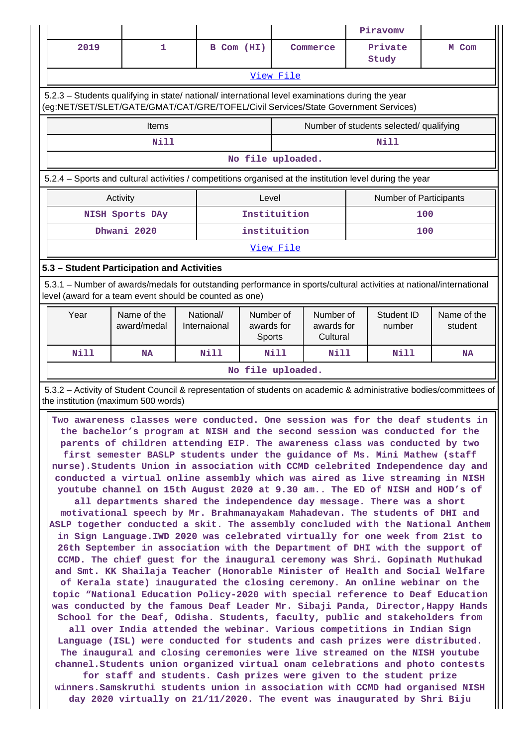| | | | | Piravomv | |
|---|---|---|---|---|---|
| 2019 | 1 | B Com (HI) | Commerce | Private Study | M Com |
| View File | | | | | |

5.2.3 – Students qualifying in state/ national/ international level examinations during the year (eg:NET/SET/SLET/GATE/GMAT/CAT/GRE/TOFEL/Civil Services/State Government Services)

| Items | Number of students selected/ qualifying |
|---|---|
| Nill | Nill |
| No file uploaded. | |

5.2.4 – Sports and cultural activities / competitions organised at the institution level during the year

| Activity | Level | Number of Participants |
|---|---|---|
| NISH Sports DAy | Instituition | 100 |
| Dhwani 2020 | institution | 100 |
| View File | | |

**5.3 – Student Participation and Activities**

5.3.1 – Number of awards/medals for outstanding performance in sports/cultural activities at national/international level (award for a team event should be counted as one)

| Year | Name of the award/medal | National/ Internaional | Number of awards for Sports | Number of awards for Cultural | Student ID number | Name of the student |
|---|---|---|---|---|---|---|
| Nill | NA | Nill | Nill | Nill | Nill | NA |
| No file uploaded. | | | | | | |

5.3.2 – Activity of Student Council & representation of students on academic & administrative bodies/committees of the institution (maximum 500 words)

Two awareness classes were conducted. One session was for the deaf students in the bachelor's program at NISH and the second session was conducted for the parents of children attending EIP. The awareness class was conducted by two first semester BASLP students under the guidance of Ms. Mini Mathew (staff nurse).Students Union in association with CCMD celebrited Independence day and conducted a virtual online assembly which was aired as live streaming in NISH youtube channel on 15th August 2020 at 9.30 am.. The ED of NISH and HOD's of all departments shared the independence day message. There was a short motivational speech by Mr. Brahmanayakam Mahadevan. The students of DHI and ASLP together conducted a skit. The assembly concluded with the National Anthem in Sign Language.IWD 2020 was celebrated virtually for one week from 21st to 26th September in association with the Department of DHI with the support of CCMD. The chief guest for the inaugural ceremony was Shri. Gopinath Muthukad and Smt. KK Shailaja Teacher (Honorable Minister of Health and Social Welfare of Kerala state) inaugurated the closing ceremony. An online webinar on the topic "National Education Policy-2020 with special reference to Deaf Education was conducted by the famous Deaf Leader Mr. Sibaji Panda, Director,Happy Hands School for the Deaf, Odisha. Students, faculty, public and stakeholders from all over India attended the webinar. Various competitions in Indian Sign Language (ISL) were conducted for students and cash prizes were distributed. The inaugural and closing ceremonies were live streamed on the NISH youtube channel.Students union organized virtual onam celebrations and photo contests for staff and students. Cash prizes were given to the student prize winners.Samskruthi students union in association with CCMD had organised NISH day 2020 virtually on 21/11/2020. The event was inaugurated by Shri Biju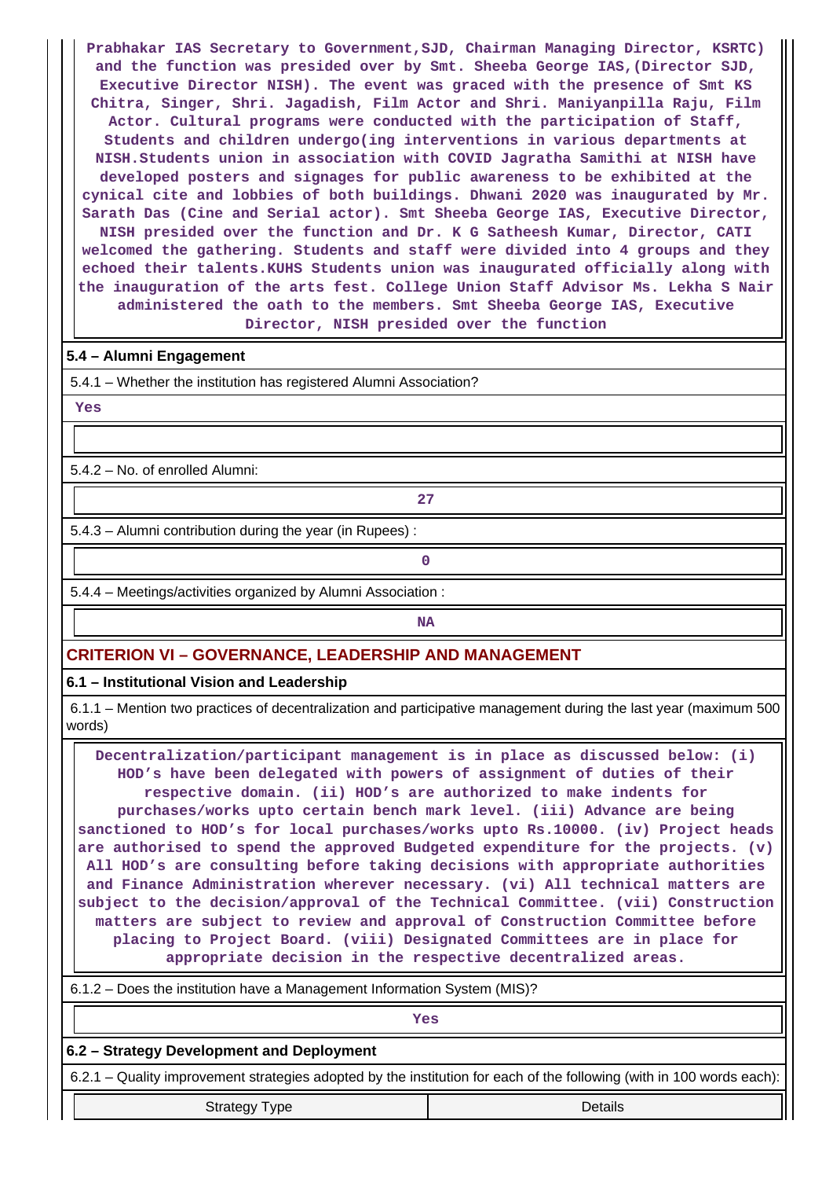Prabhakar IAS Secretary to Government,SJD, Chairman Managing Director, KSRTC) and the function was presided over by Smt. Sheeba George IAS,(Director SJD, Executive Director NISH). The event was graced with the presence of Smt KS Chitra, Singer, Shri. Jagadish, Film Actor and Shri. Maniyanpilla Raju, Film Actor. Cultural programs were conducted with the participation of Staff, Students and children undergo(ing interventions in various departments at NISH.Students union in association with COVID Jagratha Samithi at NISH have developed posters and signages for public awareness to be exhibited at the cynical cite and lobbies of both buildings. Dhwani 2020 was inaugurated by Mr. Sarath Das (Cine and Serial actor). Smt Sheeba George IAS, Executive Director, NISH presided over the function and Dr. K G Satheesh Kumar, Director, CATI welcomed the gathering. Students and staff were divided into 4 groups and they echoed their talents.KUHS Students union was inaugurated officially along with the inauguration of the arts fest. College Union Staff Advisor Ms. Lekha S Nair administered the oath to the members. Smt Sheeba George IAS, Executive Director, NISH presided over the function

**5.4 – Alumni Engagement**

5.4.1 – Whether the institution has registered Alumni Association?

Yes

5.4.2 – No. of enrolled Alumni:

27

5.4.3 – Alumni contribution during the year (in Rupees) :

0

5.4.4 – Meetings/activities organized by Alumni Association :

NA

## CRITERION VI – GOVERNANCE, LEADERSHIP AND MANAGEMENT

**6.1 – Institutional Vision and Leadership**

6.1.1 – Mention two practices of decentralization and participative management during the last year (maximum 500 words)

Decentralization/participant management is in place as discussed below: (i) HOD's have been delegated with powers of assignment of duties of their respective domain. (ii) HOD's are authorized to make indents for purchases/works upto certain bench mark level. (iii) Advance are being sanctioned to HOD's for local purchases/works upto Rs.10000. (iv) Project heads are authorised to spend the approved Budgeted expenditure for the projects. (v) All HOD's are consulting before taking decisions with appropriate authorities and Finance Administration wherever necessary. (vi) All technical matters are subject to the decision/approval of the Technical Committee. (vii) Construction matters are subject to review and approval of Construction Committee before placing to Project Board. (viii) Designated Committees are in place for appropriate decision in the respective decentralized areas.

6.1.2 – Does the institution have a Management Information System (MIS)?

Yes

**6.2 – Strategy Development and Deployment**

6.2.1 – Quality improvement strategies adopted by the institution for each of the following (with in 100 words each):

| Strategy Type | Details |
|---|---|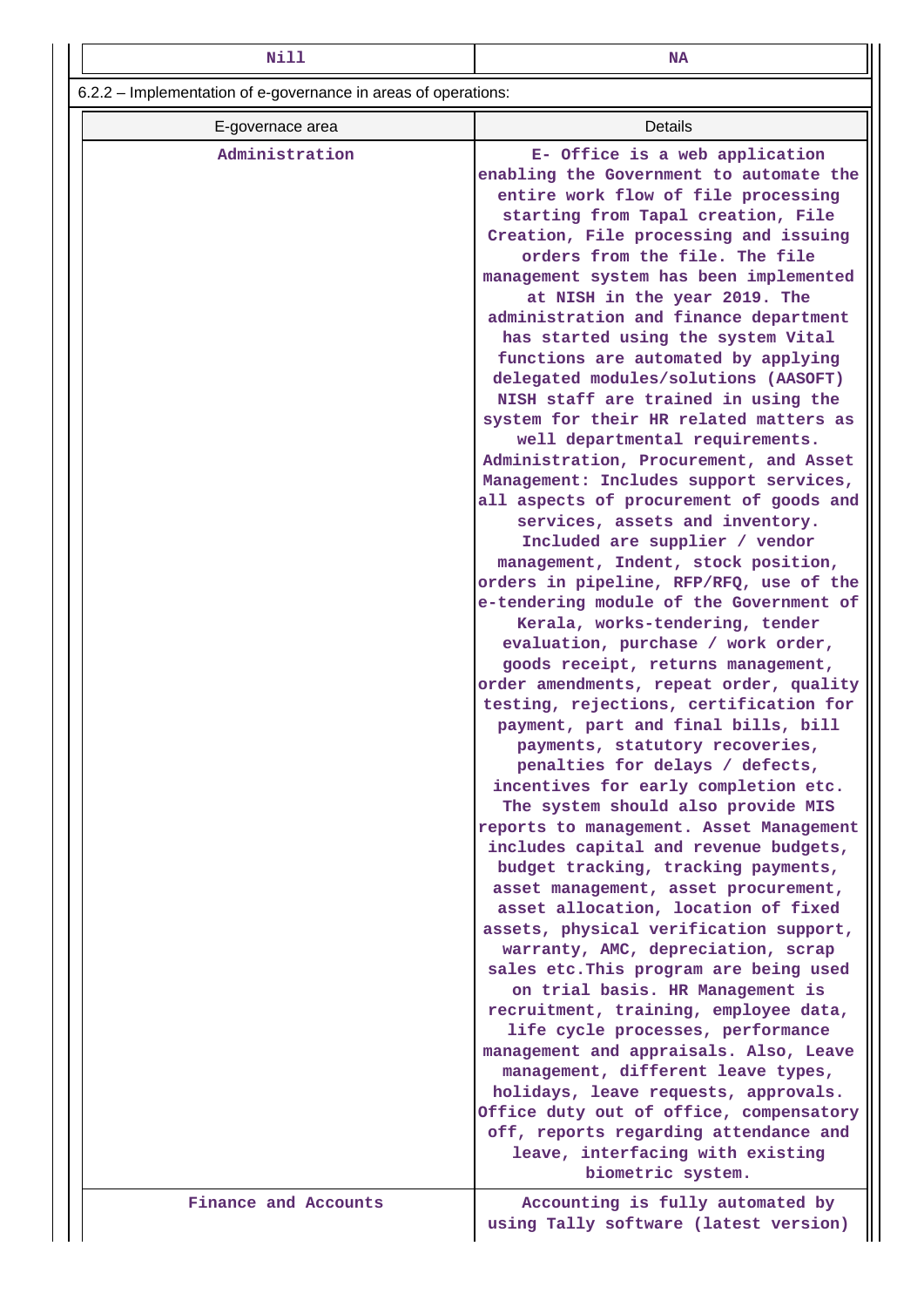| Nill | NA |
|---|---|

6.2.2 – Implementation of e-governance in areas of operations:

| E-governace area | Details |
|---|---|
| Administration | E- Office is a web application enabling the Government to automate the entire work flow of file processing starting from Tapal creation, File Creation, File processing and issuing orders from the file. The file management system has been implemented at NISH in the year 2019. The administration and finance department has started using the system Vital functions are automated by applying delegated modules/solutions (AASOFT) NISH staff are trained in using the system for their HR related matters as well departmental requirements. Administration, Procurement, and Asset Management: Includes support services, all aspects of procurement of goods and services, assets and inventory. Included are supplier / vendor management, Indent, stock position, orders in pipeline, RFP/RFQ, use of the e-tendering module of the Government of Kerala, works-tendering, tender evaluation, purchase / work order, goods receipt, returns management, order amendments, repeat order, quality testing, rejections, certification for payment, part and final bills, bill payments, statutory recoveries, penalties for delays / defects, incentives for early completion etc. The system should also provide MIS reports to management. Asset Management includes capital and revenue budgets, budget tracking, tracking payments, asset management, asset procurement, asset allocation, location of fixed assets, physical verification support, warranty, AMC, depreciation, scrap sales etc.This program are being used on trial basis. HR Management is recruitment, training, employee data, life cycle processes, performance management and appraisals. Also, Leave management, different leave types, holidays, leave requests, approvals. Office duty out of office, compensatory off, reports regarding attendance and leave, interfacing with existing biometric system. |
| Finance and Accounts | Accounting is fully automated by using Tally software (latest version) |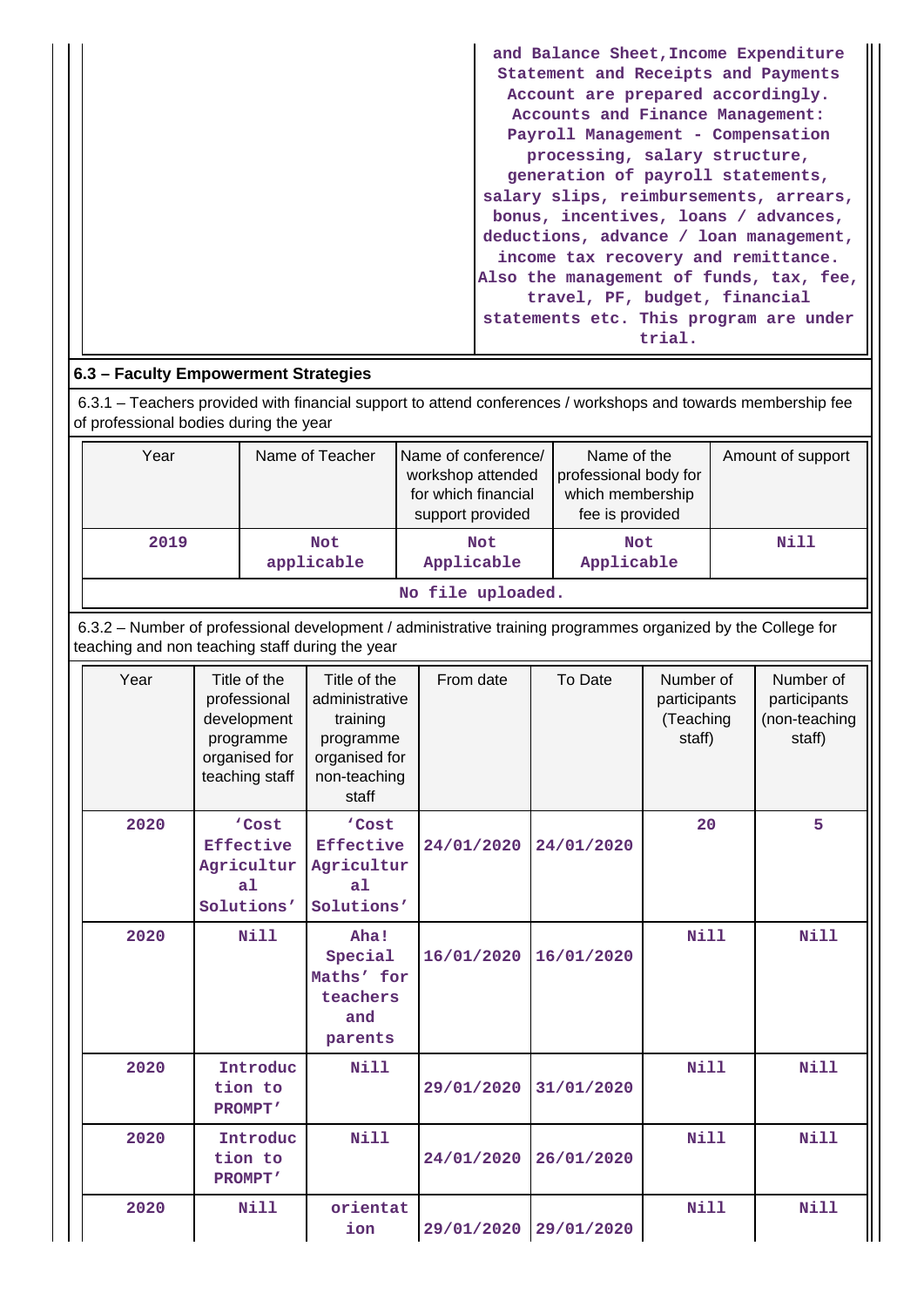| | and Balance Sheet,Income Expenditure Statement and Receipts and Payments Account are prepared accordingly. Accounts and Finance Management: Payroll Management - Compensation processing, salary structure, generation of payroll statements, salary slips, reimbursements, arrears, bonus, incentives, loans / advances, deductions, advance / loan management, income tax recovery and remittance. Also the management of funds, tax, fee, travel, PF, budget, financial statements etc. This program are under trial. |
|---|---|

## 6.3 – Faculty Empowerment Strategies

6.3.1 – Teachers provided with financial support to attend conferences / workshops and towards membership fee of professional bodies during the year

| Year | Name of Teacher | Name of conference/ workshop attended for which financial support provided | Name of the professional body for which membership fee is provided | Amount of support |
|---|---|---|---|---|
| 2019 | Not applicable | Not Applicable | Not Applicable | Nill |

No file uploaded.

6.3.2 – Number of professional development / administrative training programmes organized by the College for teaching and non teaching staff during the year

| Year | Title of the professional development programme organised for teaching staff | Title of the administrative training programme organised for non-teaching staff | From date | To Date | Number of participants (Teaching staff) | Number of participants (non-teaching staff) |
|---|---|---|---|---|---|---|
| 2020 | 'Cost Effective Agricultural Solutions' | 'Cost Effective Agricultural Solutions' | 24/01/2020 | 24/01/2020 | 20 | 5 |
| 2020 | Nill | Aha! Special Maths' for teachers and parents | 16/01/2020 | 16/01/2020 | Nill | Nill |
| 2020 | Introduction to PROMPT' | Nill | 29/01/2020 | 31/01/2020 | Nill | Nill |
| 2020 | Introduction to PROMPT' | Nill | 24/01/2020 | 26/01/2020 | Nill | Nill |
| 2020 | Nill | orientation | 29/01/2020 | 29/01/2020 | Nill | Nill |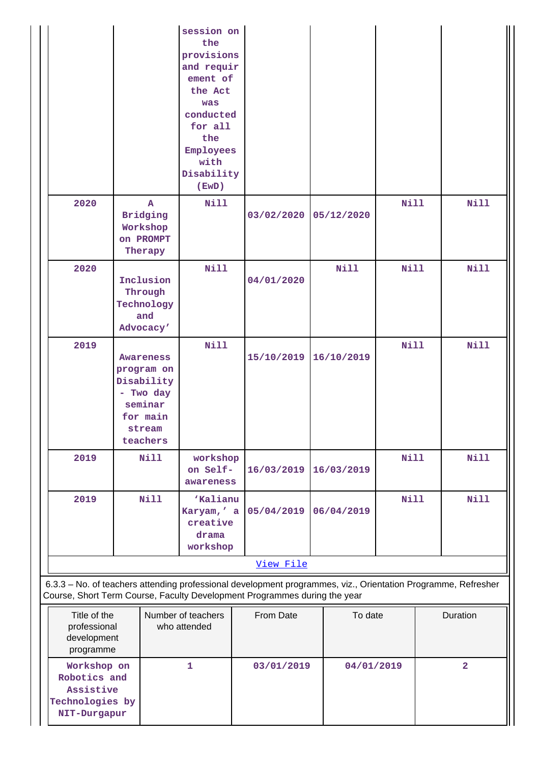|  |  | session on the provisions and requirement of the Act was conducted for all the Employees with Disability (EwD) |  |  |  |  |
|---|---|---|---|---|---|---|
| 2020 | A Bridging Workshop on PROMPT Therapy | Nill | 03/02/2020 | 05/12/2020 | Nill | Nill |
| 2020 | Inclusion Through Technology and Advocacy' | Nill | 04/01/2020 | Nill | Nill | Nill |
| 2019 | Awareness program on Disability - Two day seminar for main stream teachers | Nill | 15/10/2019 | 16/10/2019 | Nill | Nill |
| 2019 | Nill | workshop on Self-awareness | 16/03/2019 | 16/03/2019 | Nill | Nill |
| 2019 | Nill | 'Kalianu Karyam,' a creative drama workshop | 05/04/2019 | 06/04/2019 | Nill | Nill |

[View File]

6.3.3 – No. of teachers attending professional development programmes, viz., Orientation Programme, Refresher Course, Short Term Course, Faculty Development Programmes during the year

| Title of the professional development programme | Number of teachers who attended | From Date | To date | Duration |
|---|---|---|---|---|
| Workshop on Robotics and Assistive Technologies by NIT-Durgapur | 1 | 03/01/2019 | 04/01/2019 | 2 |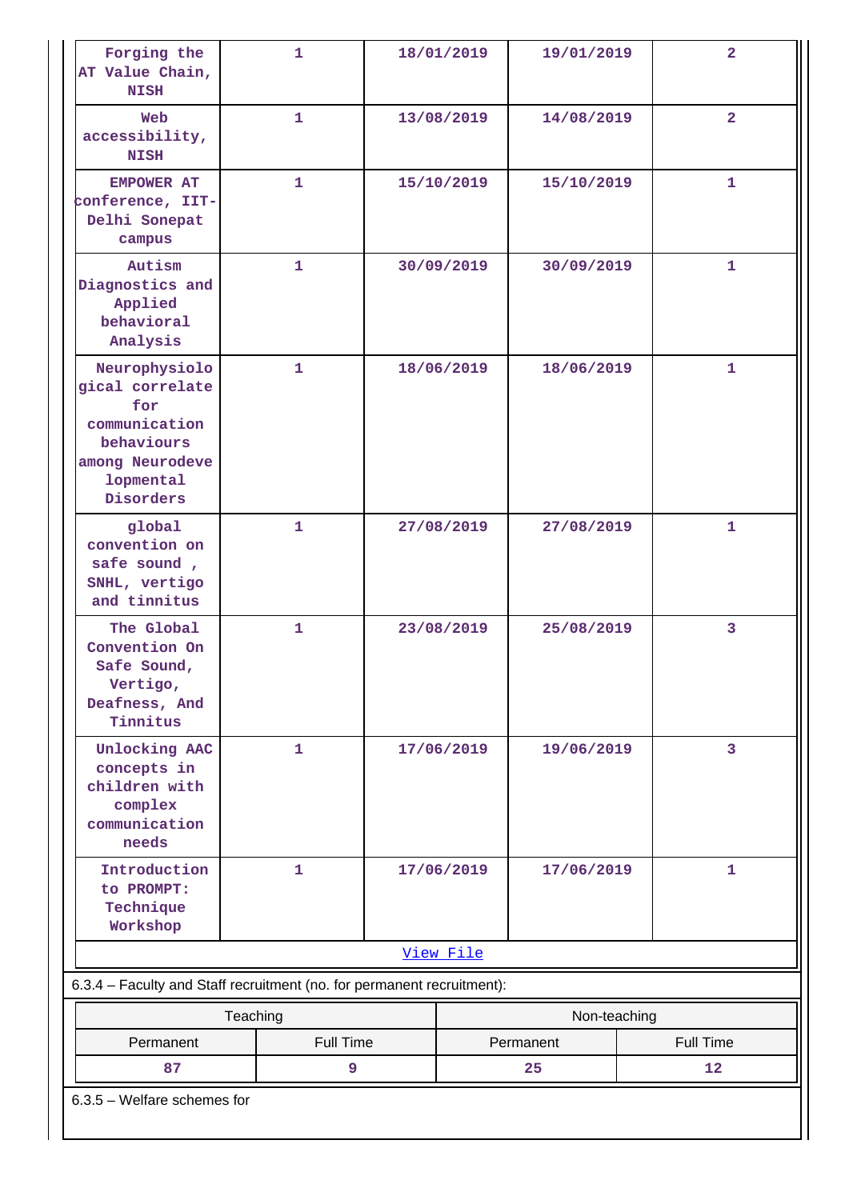| Forging the AT Value Chain, NISH | 1 | 18/01/2019 | 19/01/2019 | 2 |
|---|---|---|---|---|
| Web accessibility, NISH | 1 | 13/08/2019 | 14/08/2019 | 2 |
| EMPOWER AT conference, IIT-Delhi Sonepat campus | 1 | 15/10/2019 | 15/10/2019 | 1 |
| Autism Diagnostics and Applied behavioral Analysis | 1 | 30/09/2019 | 30/09/2019 | 1 |
| Neurophysiological correlate for communication behaviours among Neurodevelopmental Disorders | 1 | 18/06/2019 | 18/06/2019 | 1 |
| global convention on safe sound , SNHL, vertigo and tinnitus | 1 | 27/08/2019 | 27/08/2019 | 1 |
| The Global Convention On Safe Sound, Vertigo, Deafness, And Tinnitus | 1 | 23/08/2019 | 25/08/2019 | 3 |
| Unlocking AAC concepts in children with complex communication needs | 1 | 17/06/2019 | 19/06/2019 | 3 |
| Introduction to PROMPT: Technique Workshop | 1 | 17/06/2019 | 17/06/2019 | 1 |

View File

6.3.4 – Faculty and Staff recruitment (no. for permanent recruitment):

| Teaching | | Non-teaching | |
|---|---|---|---|
| Permanent | Full Time | Permanent | Full Time |
| 87 | 9 | 25 | 12 |

6.3.5 – Welfare schemes for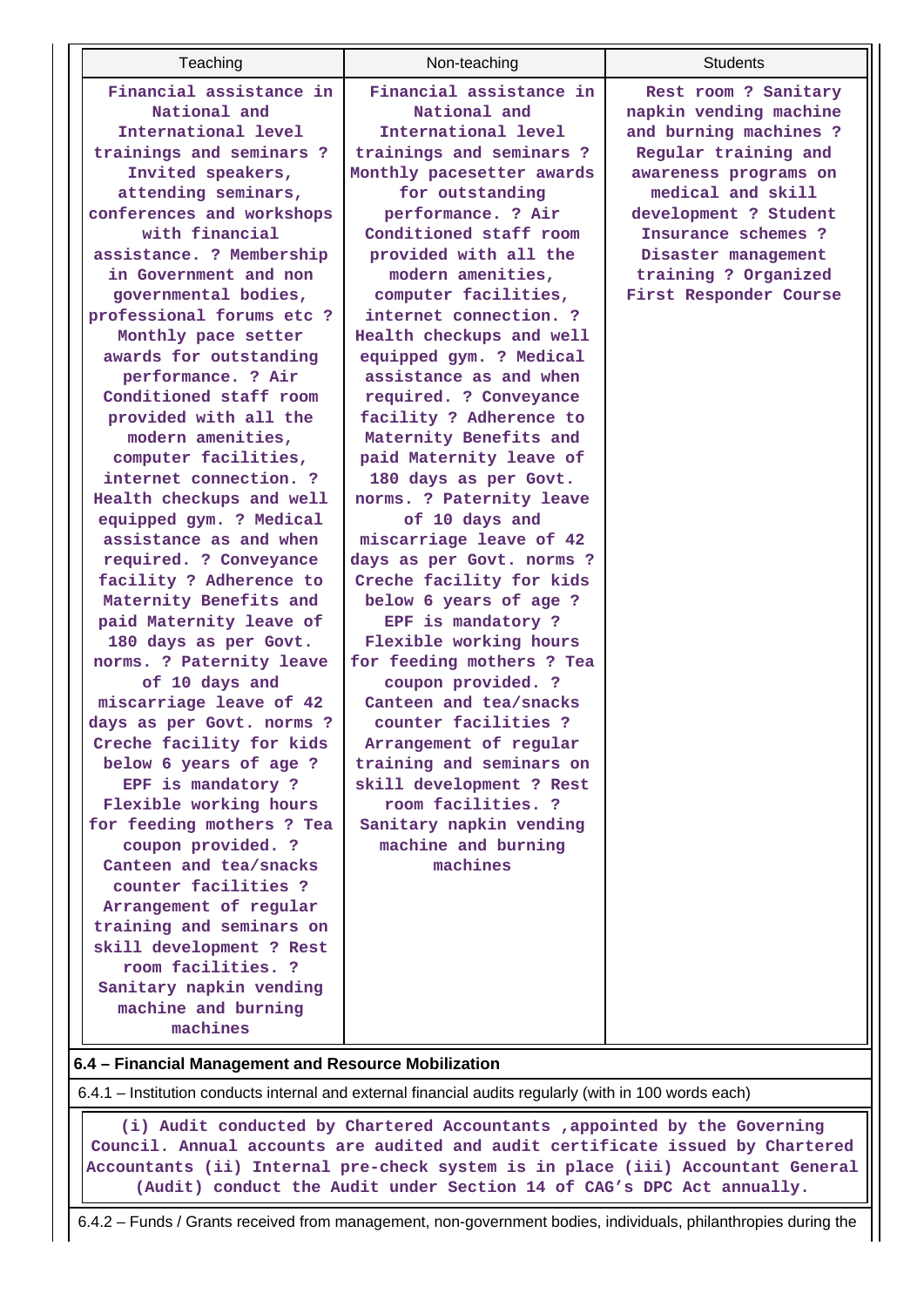| Teaching | Non-teaching | Students |
|---|---|---|
| Financial assistance in National and International level trainings and seminars ? Invited speakers, attending seminars, conferences and workshops with financial assistance. ? Membership in Government and non governmental bodies, professional forums etc ? Monthly pace setter awards for outstanding performance. ? Air Conditioned staff room provided with all the modern amenities, computer facilities, internet connection. ? Health checkups and well equipped gym. ? Medical assistance as and when required. ? Conveyance facility ? Adherence to Maternity Benefits and paid Maternity leave of 180 days as per Govt. norms. ? Paternity leave of 10 days and miscarriage leave of 42 days as per Govt. norms ? Creche facility for kids below 6 years of age ? EPF is mandatory ? Flexible working hours for feeding mothers ? Tea coupon provided. ? Canteen and tea/snacks counter facilities ? Arrangement of regular training and seminars on skill development ? Rest room facilities. ? Sanitary napkin vending machine and burning machines | Financial assistance in National and International level trainings and seminars ? Monthly pacesetter awards for outstanding performance. ? Air Conditioned staff room provided with all the modern amenities, computer facilities, internet connection. ? Health checkups and well equipped gym. ? Medical assistance as and when required. ? Conveyance facility ? Adherence to Maternity Benefits and paid Maternity leave of 180 days as per Govt. norms. ? Paternity leave of 10 days and miscarriage leave of 42 days as per Govt. norms ? Creche facility for kids below 6 years of age ? EPF is mandatory ? Flexible working hours for feeding mothers ? Tea coupon provided. ? Canteen and tea/snacks counter facilities ? Arrangement of regular training and seminars on skill development ? Rest room facilities. ? Sanitary napkin vending machine and burning machines | Rest room ? Sanitary napkin vending machine and burning machines ? Regular training and awareness programs on medical and skill development ? Student Insurance schemes ? Disaster management training ? Organized First Responder Course |

**6.4 – Financial Management and Resource Mobilization**

6.4.1 – Institution conducts internal and external financial audits regularly (with in 100 words each)

(i) Audit conducted by Chartered Accountants ,appointed by the Governing Council. Annual accounts are audited and audit certificate issued by Chartered Accountants (ii) Internal pre-check system is in place (iii) Accountant General (Audit) conduct the Audit under Section 14 of CAG's DPC Act annually.

6.4.2 – Funds / Grants received from management, non-government bodies, individuals, philanthropies during the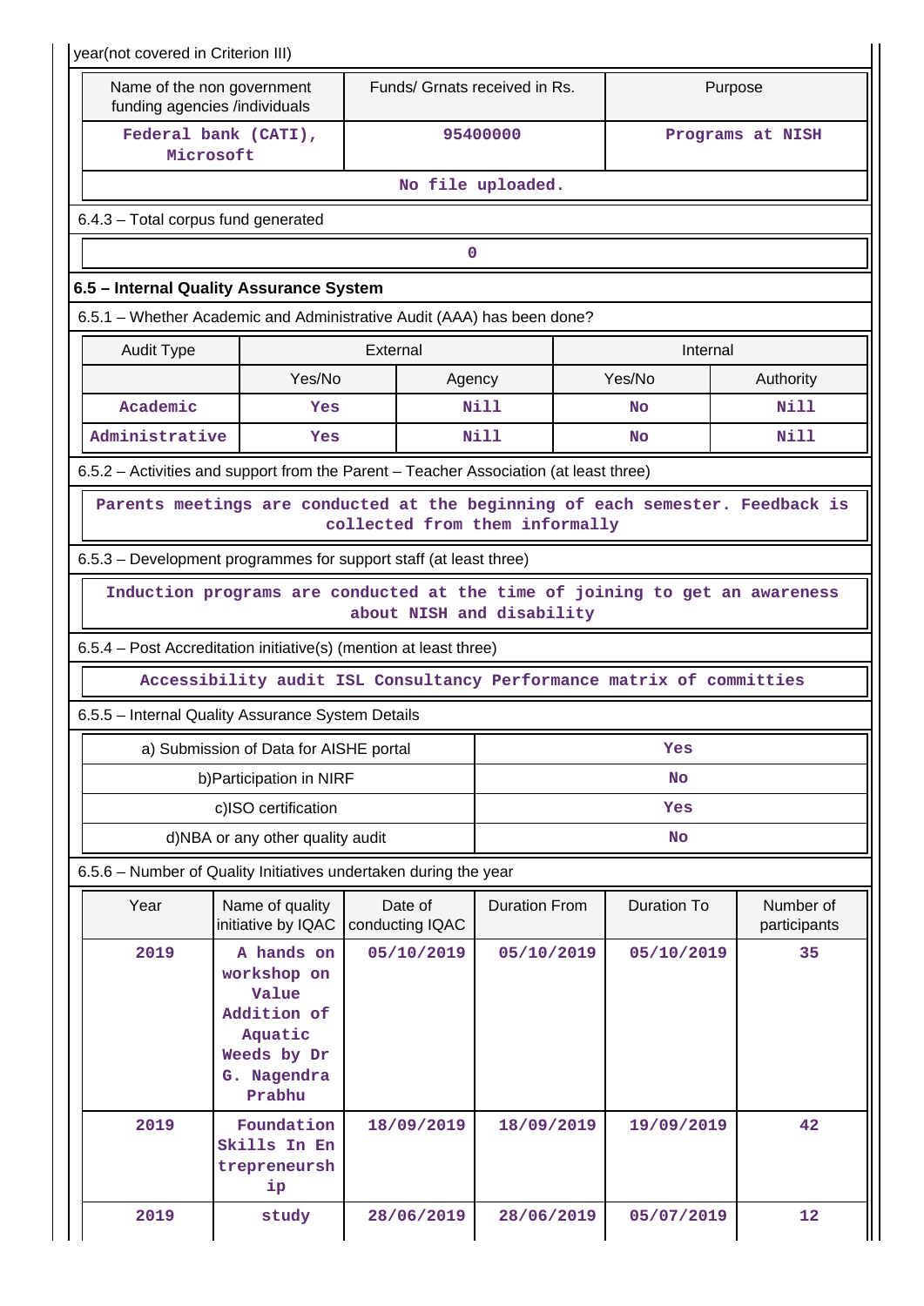year(not covered in Criterion III)

| Name of the non government funding agencies /individuals | Funds/ Grnats received in Rs. | Purpose |
|---|---|---|
| Federal bank (CATI), Microsoft | 95400000 | Programs at NISH |

No file uploaded.

6.4.3 – Total corpus fund generated

0

## 6.5 – Internal Quality Assurance System

6.5.1 – Whether Academic and Administrative Audit (AAA) has been done?

| Audit Type | External | | Internal | |
|---|---|---|---|---|
| | Yes/No | Agency | Yes/No | Authority |
| Academic | Yes | Nill | No | Nill |
| Administrative | Yes | Nill | No | Nill |

6.5.2 – Activities and support from the Parent – Teacher Association (at least three)

Parents meetings are conducted at the beginning of each semester. Feedback is collected from them informally

6.5.3 – Development programmes for support staff (at least three)

Induction programs are conducted at the time of joining to get an awareness about NISH and disability

6.5.4 – Post Accreditation initiative(s) (mention at least three)

Accessibility audit ISL Consultancy Performance matrix of committies

6.5.5 – Internal Quality Assurance System Details

| | |
|---|---|
| a) Submission of Data for AISHE portal | Yes |
| b)Participation in NIRF | No |
| c)ISO certification | Yes |
| d)NBA or any other quality audit | No |

6.5.6 – Number of Quality Initiatives undertaken during the year

| Year | Name of quality initiative by IQAC | Date of conducting IQAC | Duration From | Duration To | Number of participants |
|---|---|---|---|---|---|
| 2019 | A hands on workshop on Value Addition of Aquatic Weeds by Dr G. Nagendra Prabhu | 05/10/2019 | 05/10/2019 | 05/10/2019 | 35 |
| 2019 | Foundation Skills In Entrepreneurship | 18/09/2019 | 18/09/2019 | 19/09/2019 | 42 |
| 2019 | study | 28/06/2019 | 28/06/2019 | 05/07/2019 | 12 |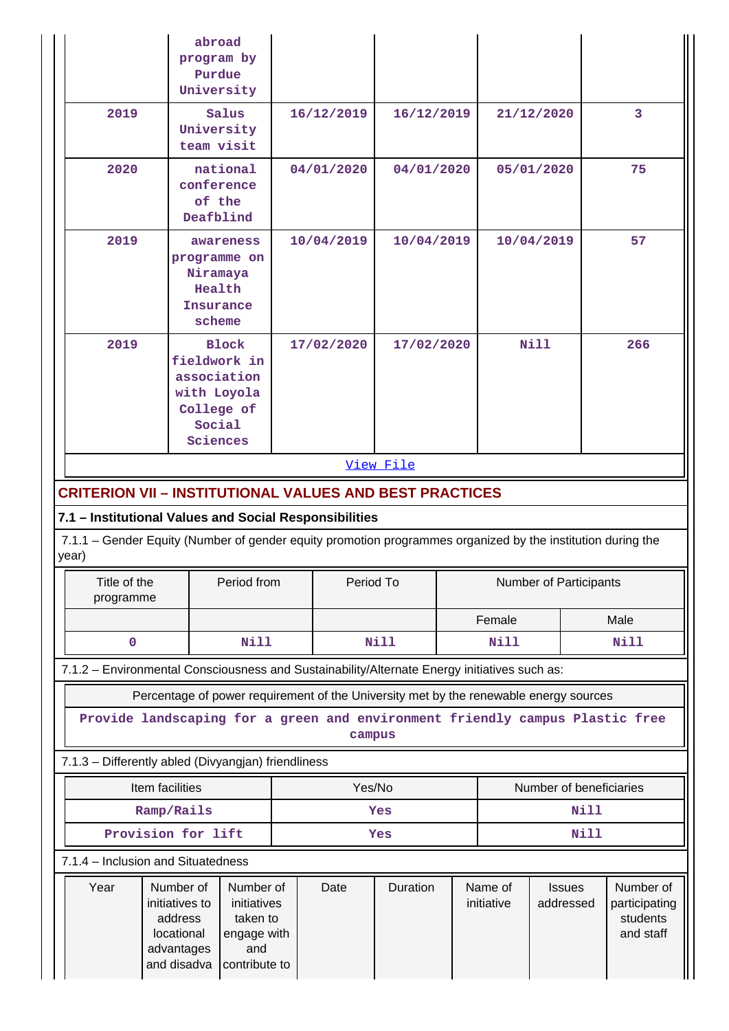| | | | | | |
|---|---|---|---|---|---|
| | abroad program by Purdue University | | | | |
| 2019 | Salus University team visit | 16/12/2019 | 16/12/2019 | 21/12/2020 | 3 |
| 2020 | national conference of the Deafblind | 04/01/2020 | 04/01/2020 | 05/01/2020 | 75 |
| 2019 | awareness programme on Niramaya Health Insurance scheme | 10/04/2019 | 10/04/2019 | 10/04/2019 | 57 |
| 2019 | Block fieldwork in association with Loyola College of Social Sciences | 17/02/2020 | 17/02/2020 | Nill | 266 |

View File

## CRITERION VII – INSTITUTIONAL VALUES AND BEST PRACTICES

### 7.1 – Institutional Values and Social Responsibilities

7.1.1 – Gender Equity (Number of gender equity promotion programmes organized by the institution during the year)

| Title of the programme | Period from | Period To | Number of Participants | |
|---|---|---|---|---|
| | | | Female | Male |
| 0 | Nill | Nill | Nill | Nill |

7.1.2 – Environmental Consciousness and Sustainability/Alternate Energy initiatives such as:

| Percentage of power requirement of the University met by the renewable energy sources |
|---|
| Provide landscaping for a green and environment friendly campus Plastic free campus |

7.1.3 – Differently abled (Divyangjan) friendliness

| Item facilities | Yes/No | Number of beneficiaries |
|---|---|---|
| Ramp/Rails | Yes | Nill |
| Provision for lift | Yes | Nill |

7.1.4 – Inclusion and Situatedness

| Year | Number of initiatives to address locational advantages and disadva | Number of initiatives taken to engage with and contribute to | Date | Duration | Name of initiative | Issues addressed | Number of participating students and staff |
|---|---|---|---|---|---|---|---|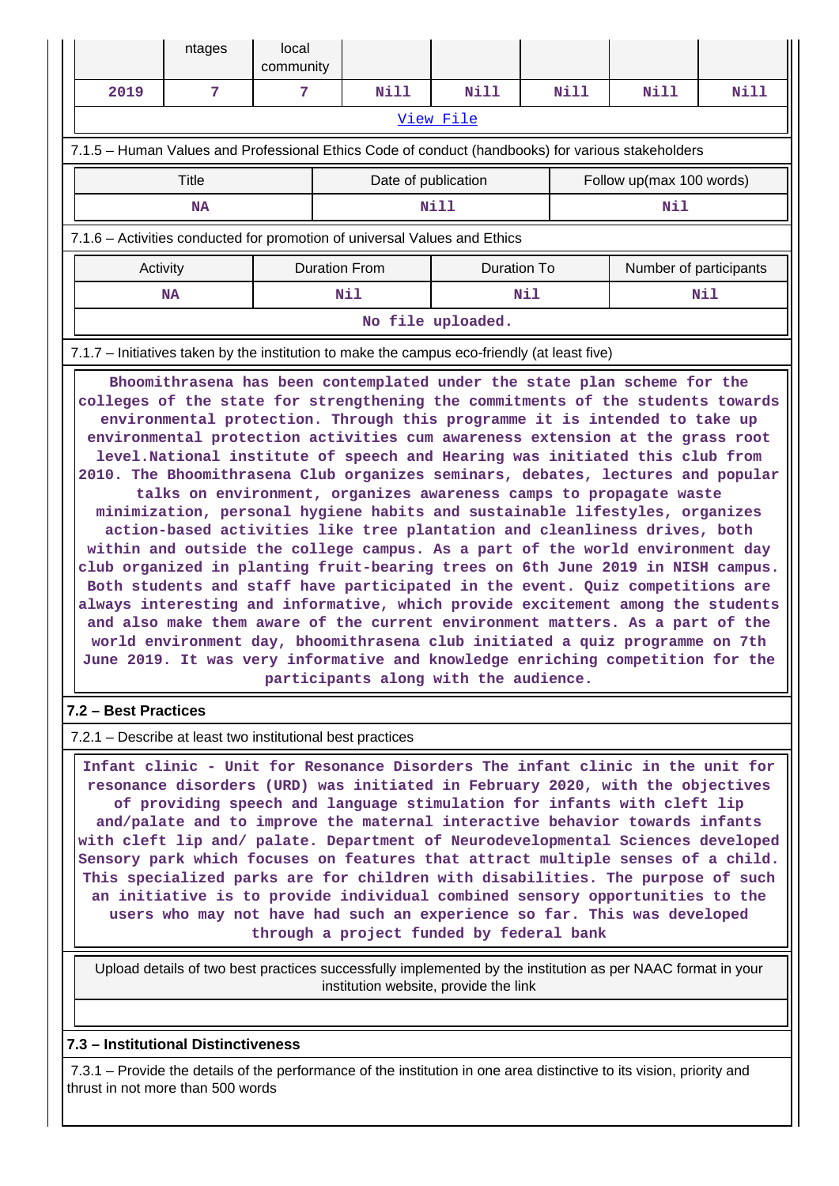| | ntages | local community | | | | | |
|---|---|---|---|---|---|---|---|
| 2019 | 7 | 7 | Nill | Nill | Nill | Nill | Nill |

View File

7.1.5 – Human Values and Professional Ethics Code of conduct (handbooks) for various stakeholders

| Title | Date of publication | Follow up(max 100 words) |
|---|---|---|
| NA | Nill | Nil |

7.1.6 – Activities conducted for promotion of universal Values and Ethics

| Activity | Duration From | Duration To | Number of participants |
|---|---|---|---|
| NA | Nil | Nil | Nil |

No file uploaded.

7.1.7 – Initiatives taken by the institution to make the campus eco-friendly (at least five)

Bhoomithrasena has been contemplated under the state plan scheme for the colleges of the state for strengthening the commitments of the students towards environmental protection. Through this programme it is intended to take up environmental protection activities cum awareness extension at the grass root level.National institute of speech and Hearing was initiated this club from 2010. The Bhoomithrasena Club organizes seminars, debates, lectures and popular talks on environment, organizes awareness camps to propagate waste minimization, personal hygiene habits and sustainable lifestyles, organizes action-based activities like tree plantation and cleanliness drives, both within and outside the college campus. As a part of the world environment day club organized in planting fruit-bearing trees on 6th June 2019 in NISH campus. Both students and staff have participated in the event. Quiz competitions are always interesting and informative, which provide excitement among the students and also make them aware of the current environment matters. As a part of the world environment day, bhoomithrasena club initiated a quiz programme on 7th June 2019. It was very informative and knowledge enriching competition for the participants along with the audience.

## 7.2 – Best Practices

7.2.1 – Describe at least two institutional best practices

Infant clinic - Unit for Resonance Disorders The infant clinic in the unit for resonance disorders (URD) was initiated in February 2020, with the objectives of providing speech and language stimulation for infants with cleft lip and/palate and to improve the maternal interactive behavior towards infants with cleft lip and/ palate. Department of Neurodevelopmental Sciences developed Sensory park which focuses on features that attract multiple senses of a child. This specialized parks are for children with disabilities. The purpose of such an initiative is to provide individual combined sensory opportunities to the users who may not have had such an experience so far. This was developed through a project funded by federal bank

Upload details of two best practices successfully implemented by the institution as per NAAC format in your institution website, provide the link

## 7.3 – Institutional Distinctiveness

7.3.1 – Provide the details of the performance of the institution in one area distinctive to its vision, priority and thrust in not more than 500 words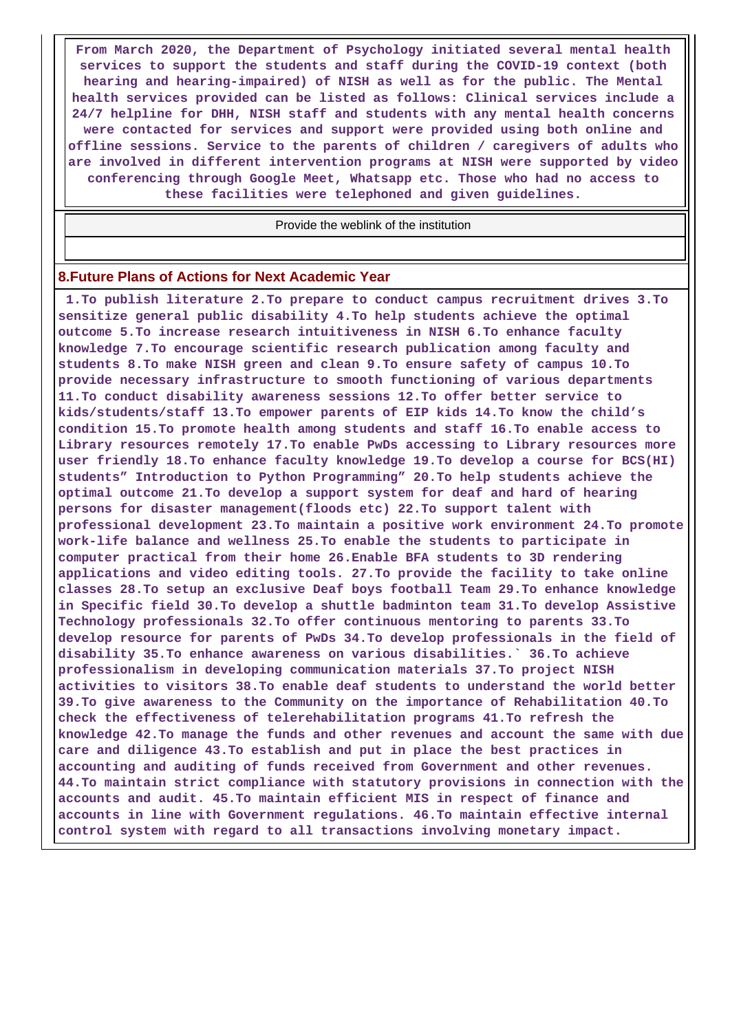**From March 2020, the Department of Psychology initiated several mental health services to support the students and staff during the COVID-19 context (both hearing and hearing-impaired) of NISH as well as for the public. The Mental health services provided can be listed as follows: Clinical services include a 24/7 helpline for DHH, NISH staff and students with any mental health concerns were contacted for services and support were provided using both online and offline sessions. Service to the parents of children / caregivers of adults who are involved in different intervention programs at NISH were supported by video conferencing through Google Meet, Whatsapp etc. Those who had no access to these facilities were telephoned and given guidelines.**

| Provide the weblink of the institution |
| --- |
| |

## 8.Future Plans of Actions for Next Academic Year

**1.To publish literature 2.To prepare to conduct campus recruitment drives 3.To sensitize general public disability 4.To help students achieve the optimal outcome 5.To increase research intuitiveness in NISH 6.To enhance faculty knowledge 7.To encourage scientific research publication among faculty and students 8.To make NISH green and clean 9.To ensure safety of campus 10.To provide necessary infrastructure to smooth functioning of various departments 11.To conduct disability awareness sessions 12.To offer better service to kids/students/staff 13.To empower parents of EIP kids 14.To know the child's condition 15.To promote health among students and staff 16.To enable access to Library resources remotely 17.To enable PwDs accessing to Library resources more user friendly 18.To enhance faculty knowledge 19.To develop a course for BCS(HI) students" Introduction to Python Programming" 20.To help students achieve the optimal outcome 21.To develop a support system for deaf and hard of hearing persons for disaster management(floods etc) 22.To support talent with professional development 23.To maintain a positive work environment 24.To promote work-life balance and wellness 25.To enable the students to participate in computer practical from their home 26.Enable BFA students to 3D rendering applications and video editing tools. 27.To provide the facility to take online classes 28.To setup an exclusive Deaf boys football Team 29.To enhance knowledge in Specific field 30.To develop a shuttle badminton team 31.To develop Assistive Technology professionals 32.To offer continuous mentoring to parents 33.To develop resource for parents of PwDs 34.To develop professionals in the field of disability 35.To enhance awareness on various disabilities.` 36.To achieve professionalism in developing communication materials 37.To project NISH activities to visitors 38.To enable deaf students to understand the world better 39.To give awareness to the Community on the importance of Rehabilitation 40.To check the effectiveness of telerehabilitation programs 41.To refresh the knowledge 42.To manage the funds and other revenues and account the same with due care and diligence 43.To establish and put in place the best practices in accounting and auditing of funds received from Government and other revenues. 44.To maintain strict compliance with statutory provisions in connection with the accounts and audit. 45.To maintain efficient MIS in respect of finance and accounts in line with Government regulations. 46.To maintain effective internal control system with regard to all transactions involving monetary impact.**